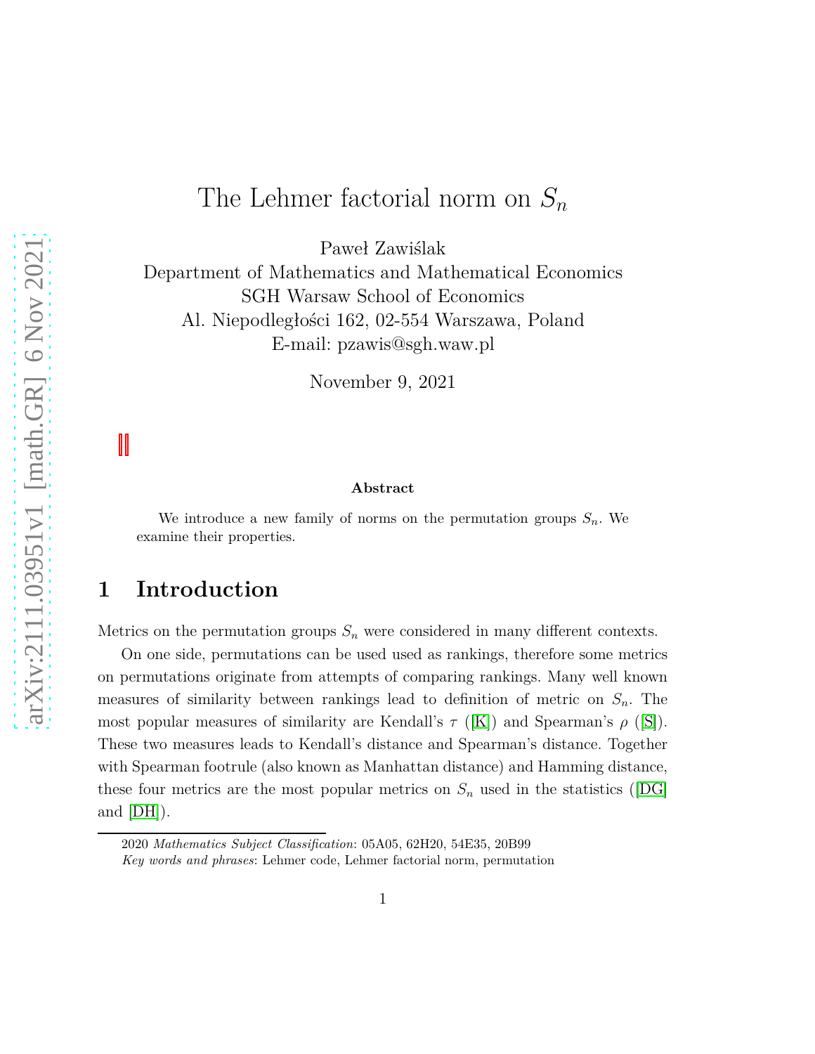# The Lehmer factorial norm on $S_n$

Paweł Zawiślak
Department of Mathematics and Mathematical Economics
SGH Warsaw School of Economics
Al. Niepodległości 162, 02-554 Warszawa, Poland
E-mail: pzawis@sgh.waw.pl

November 9, 2021

**Abstract**

We introduce a new family of norms on the permutation groups $S_n$. We examine their properties.

## 1 Introduction

Metrics on the permutation groups $S_n$ were considered in many different contexts.

On one side, permutations can be used used as rankings, therefore some metrics on permutations originate from attempts of comparing rankings. Many well known measures of similarity between rankings lead to definition of metric on $S_n$. The most popular measures of similarity are Kendall's $\tau$ ([K]) and Spearman's $\rho$ ([S]). These two measures leads to Kendall's distance and Spearman's distance. Together with Spearman footrule (also known as Manhattan distance) and Hamming distance, these four metrics are the most popular metrics on $S_n$ used in the statistics ([DG] and [DH]).

2020 *Mathematics Subject Classification*: 05A05, 62H20, 54E35, 20B99
*Key words and phrases*: Lehmer code, Lehmer factorial norm, permutation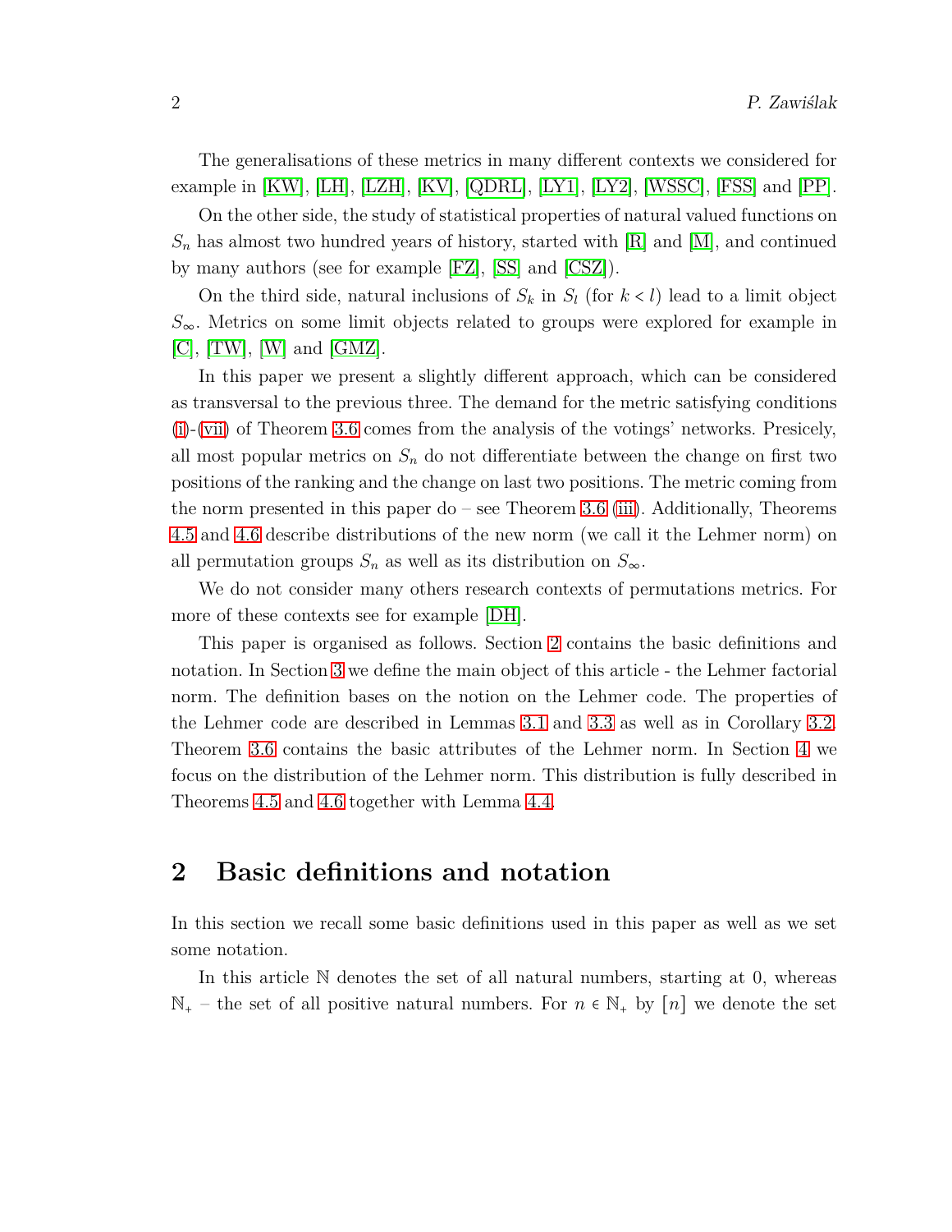The generalisations of these metrics in many different contexts we considered for example in [KW], [LH], [LZH], [KV], [QDRL], [LY1], [LY2], [WSSC], [FSS] and [PP].

On the other side, the study of statistical properties of natural valued functions on $S_n$ has almost two hundred years of history, started with [R] and [M], and continued by many authors (see for example [FZ], [SS] and [CSZ]).

On the third side, natural inclusions of $S_k$ in $S_l$ (for $k < l$) lead to a limit object $S_\infty$. Metrics on some limit objects related to groups were explored for example in [C], [TW], [W] and [GMZ].

In this paper we present a slightly different approach, which can be considered as transversal to the previous three. The demand for the metric satisfying conditions (i)-(vii) of Theorem 3.6 comes from the analysis of the votings' networks. Presicely, all most popular metrics on $S_n$ do not differentiate between the change on first two positions of the ranking and the change on last two positions. The metric coming from the norm presented in this paper do – see Theorem 3.6 (iii). Additionally, Theorems 4.5 and 4.6 describe distributions of the new norm (we call it the Lehmer norm) on all permutation groups $S_n$ as well as its distribution on $S_\infty$.

We do not consider many others research contexts of permutations metrics. For more of these contexts see for example [DH].

This paper is organised as follows. Section 2 contains the basic definitions and notation. In Section 3 we define the main object of this article - the Lehmer factorial norm. The definition bases on the notion on the Lehmer code. The properties of the Lehmer code are described in Lemmas 3.1 and 3.3 as well as in Corollary 3.2. Theorem 3.6 contains the basic attributes of the Lehmer norm. In Section 4 we focus on the distribution of the Lehmer norm. This distribution is fully described in Theorems 4.5 and 4.6 together with Lemma 4.4.

## 2 Basic definitions and notation

In this section we recall some basic definitions used in this paper as well as we set some notation.

In this article $\mathbb{N}$ denotes the set of all natural numbers, starting at 0, whereas $\mathbb{N}_+$ – the set of all positive natural numbers. For $n \in \mathbb{N}_+$ by $[n]$ we denote the set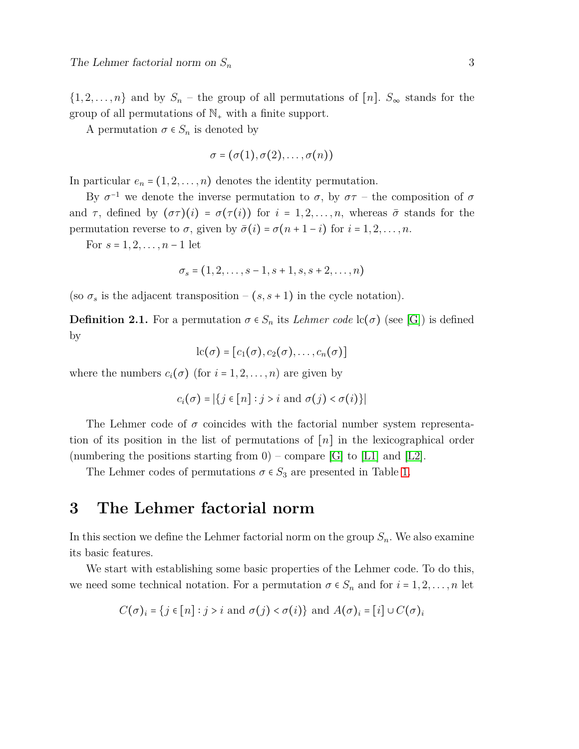$\{1, 2, \ldots, n\}$ and by $S_n$ – the group of all permutations of $[n]$. $S_\infty$ stands for the group of all permutations of $\mathbb{N}_+$ with a finite support.

A permutation $\sigma \in S_n$ is denoted by

$$\sigma = (\sigma(1), \sigma(2), \ldots, \sigma(n))$$

In particular $e_n = (1, 2, \ldots, n)$ denotes the identity permutation.

By $\sigma^{-1}$ we denote the inverse permutation to $\sigma$, by $\sigma\tau$ – the composition of $\sigma$ and $\tau$, defined by $(\sigma\tau)(i) = \sigma(\tau(i))$ for $i = 1, 2, \ldots, n$, whereas $\bar{\sigma}$ stands for the permutation reverse to $\sigma$, given by $\bar{\sigma}(i) = \sigma(n + 1 - i)$ for $i = 1, 2, \ldots, n$.

For $s = 1, 2, \ldots, n - 1$ let

$$\sigma_s = (1, 2, \ldots, s - 1, s + 1, s, s + 2, \ldots, n)$$

(so $\sigma_s$ is the adjacent transposition – $(s, s + 1)$ in the cycle notation).

**Definition 2.1.** For a permutation $\sigma \in S_n$ its *Lehmer code* $\mathrm{lc}(\sigma)$ (see [G]) is defined by

$$\mathrm{lc}(\sigma) = [c_1(\sigma), c_2(\sigma), \ldots, c_n(\sigma)]$$

where the numbers $c_i(\sigma)$ (for $i = 1, 2, \ldots, n$) are given by

$$c_i(\sigma) = |\{j \in [n] : j > i \text{ and } \sigma(j) < \sigma(i)\}|$$

The Lehmer code of $\sigma$ coincides with the factorial number system representation of its position in the list of permutations of $[n]$ in the lexicographical order (numbering the positions starting from 0) – compare [G] to [L1] and [L2].

The Lehmer codes of permutations $\sigma \in S_3$ are presented in Table 1.

# 3 The Lehmer factorial norm

In this section we define the Lehmer factorial norm on the group $S_n$. We also examine its basic features.

We start with establishing some basic properties of the Lehmer code. To do this, we need some technical notation. For a permutation $\sigma \in S_n$ and for $i = 1, 2, \ldots, n$ let

$$C(\sigma)_i = \{j \in [n] : j > i \text{ and } \sigma(j) < \sigma(i)\} \text{ and } A(\sigma)_i = [i] \cup C(\sigma)_i$$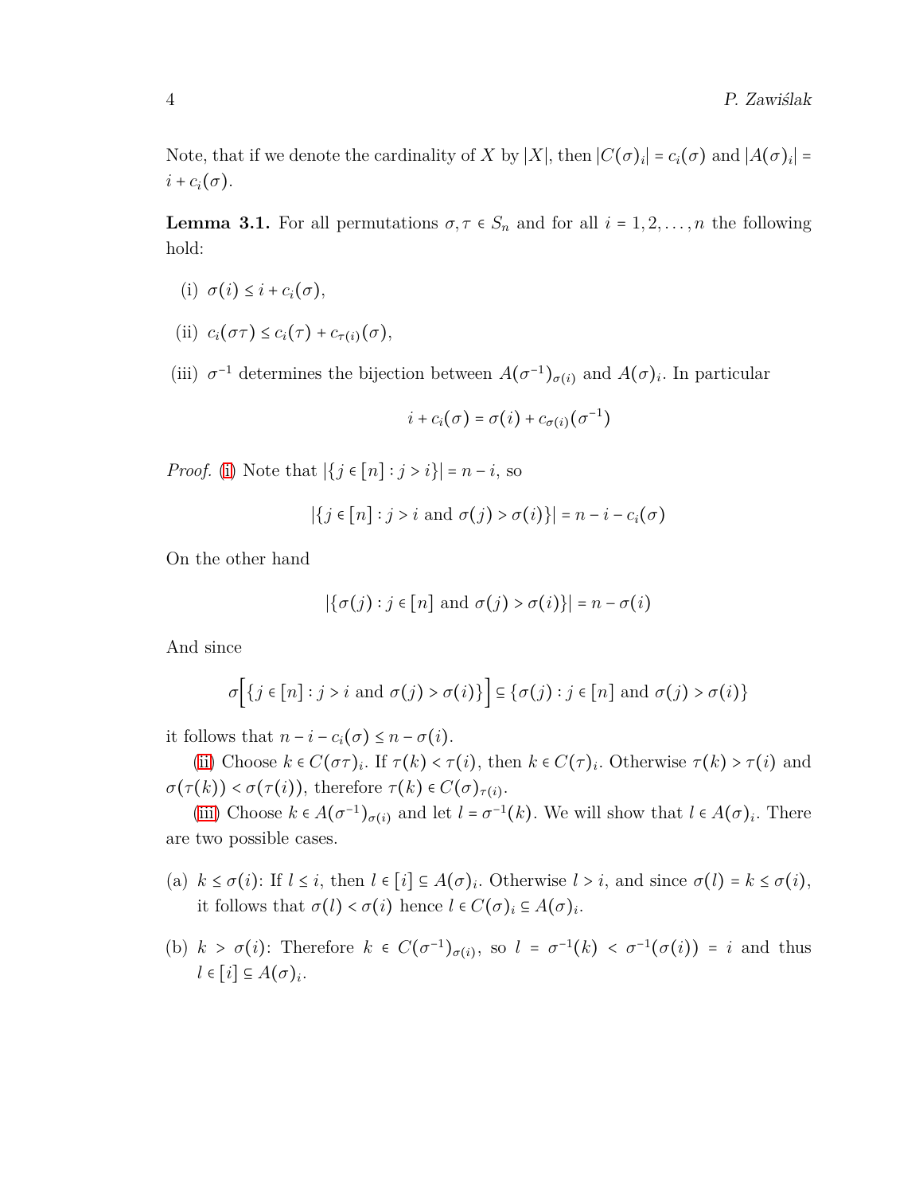Note, that if we denote the cardinality of $X$ by $|X|$, then $|C(\sigma)_i| = c_i(\sigma)$ and $|A(\sigma)_i| = i + c_i(\sigma)$.

**Lemma 3.1.** For all permutations $\sigma, \tau \in S_n$ and for all $i = 1, 2, \ldots, n$ the following hold:

(i) $\sigma(i) \leq i + c_i(\sigma)$,

(ii) $c_i(\sigma\tau) \leq c_i(\tau) + c_{\tau(i)}(\sigma)$,

(iii) $\sigma^{-1}$ determines the bijection between $A(\sigma^{-1})_{\sigma(i)}$ and $A(\sigma)_i$. In particular

$$i + c_i(\sigma) = \sigma(i) + c_{\sigma(i)}(\sigma^{-1})$$

*Proof.* (i) Note that $|\{j \in [n] : j > i\}| = n - i$, so

$$|\{j \in [n] : j > i \text{ and } \sigma(j) > \sigma(i)\}| = n - i - c_i(\sigma)$$

On the other hand

$$|\{\sigma(j) : j \in [n] \text{ and } \sigma(j) > \sigma(i)\}| = n - \sigma(i)$$

And since

$$\sigma\Big[\{j \in [n] : j > i \text{ and } \sigma(j) > \sigma(i)\}\Big] \subseteq \{\sigma(j) : j \in [n] \text{ and } \sigma(j) > \sigma(i)\}$$

it follows that $n - i - c_i(\sigma) \leq n - \sigma(i)$.

(ii) Choose $k \in C(\sigma\tau)_i$. If $\tau(k) < \tau(i)$, then $k \in C(\tau)_i$. Otherwise $\tau(k) > \tau(i)$ and $\sigma(\tau(k)) < \sigma(\tau(i))$, therefore $\tau(k) \in C(\sigma)_{\tau(i)}$.

(iii) Choose $k \in A(\sigma^{-1})_{\sigma(i)}$ and let $l = \sigma^{-1}(k)$. We will show that $l \in A(\sigma)_i$. There are two possible cases.

(a) $k \leq \sigma(i)$: If $l \leq i$, then $l \in [i] \subseteq A(\sigma)_i$. Otherwise $l > i$, and since $\sigma(l) = k \leq \sigma(i)$, it follows that $\sigma(l) < \sigma(i)$ hence $l \in C(\sigma)_i \subseteq A(\sigma)_i$.

(b) $k > \sigma(i)$: Therefore $k \in C(\sigma^{-1})_{\sigma(i)}$, so $l = \sigma^{-1}(k) < \sigma^{-1}(\sigma(i)) = i$ and thus $l \in [i] \subseteq A(\sigma)_i$.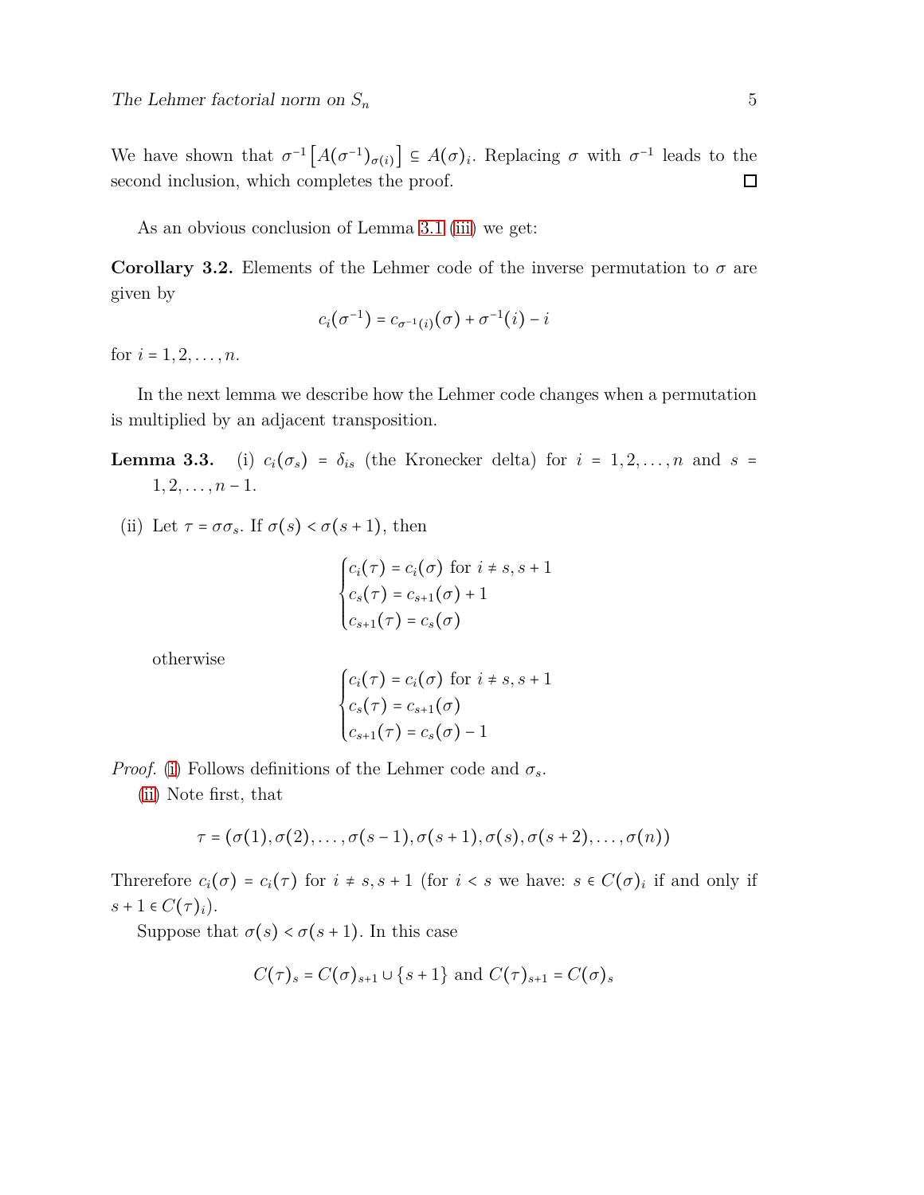We have shown that $\sigma^{-1}\left[A(\sigma^{-1})_{\sigma(i)}\right] \subseteq A(\sigma)_i$. Replacing $\sigma$ with $\sigma^{-1}$ leads to the second inclusion, which completes the proof. □

As an obvious conclusion of Lemma 3.1 (iii) we get:

**Corollary 3.2.** Elements of the Lehmer code of the inverse permutation to $\sigma$ are given by

$$c_i(\sigma^{-1}) = c_{\sigma^{-1}(i)}(\sigma) + \sigma^{-1}(i) - i$$

for $i = 1, 2, \ldots, n$.

In the next lemma we describe how the Lehmer code changes when a permutation is multiplied by an adjacent transposition.

**Lemma 3.3.** (i) $c_i(\sigma_s) = \delta_{is}$ (the Kronecker delta) for $i = 1, 2, \ldots, n$ and $s = 1, 2, \ldots, n-1$.

(ii) Let $\tau = \sigma\sigma_s$. If $\sigma(s) < \sigma(s+1)$, then

$$\begin{cases} c_i(\tau) = c_i(\sigma) \text{ for } i \neq s, s+1 \\ c_s(\tau) = c_{s+1}(\sigma) + 1 \\ c_{s+1}(\tau) = c_s(\sigma) \end{cases}$$

otherwise

$$\begin{cases} c_i(\tau) = c_i(\sigma) \text{ for } i \neq s, s+1 \\ c_s(\tau) = c_{s+1}(\sigma) \\ c_{s+1}(\tau) = c_s(\sigma) - 1 \end{cases}$$

*Proof.* (i) Follows definitions of the Lehmer code and $\sigma_s$.

(ii) Note first, that

$$\tau = (\sigma(1), \sigma(2), \ldots, \sigma(s-1), \sigma(s+1), \sigma(s), \sigma(s+2), \ldots, \sigma(n))$$

Threrefore $c_i(\sigma) = c_i(\tau)$ for $i \neq s, s+1$ (for $i < s$ we have: $s \in C(\sigma)_i$ if and only if $s+1 \in C(\tau)_i$).

Suppose that $\sigma(s) < \sigma(s+1)$. In this case

$$C(\tau)_s = C(\sigma)_{s+1} \cup \{s+1\} \text{ and } C(\tau)_{s+1} = C(\sigma)_s$$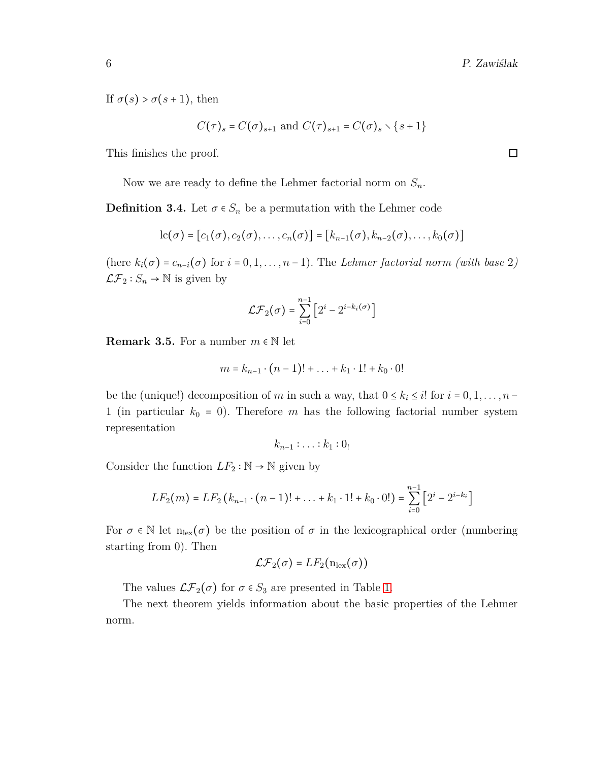If $\sigma(s) > \sigma(s+1)$, then

$$C(\tau)_s = C(\sigma)_{s+1} \text{ and } C(\tau)_{s+1} = C(\sigma)_s \setminus \{s+1\}$$

This finishes the proof. □

Now we are ready to define the Lehmer factorial norm on $S_n$.

**Definition 3.4.** Let $\sigma \in S_n$ be a permutation with the Lehmer code

$$\mathrm{lc}(\sigma) = [c_1(\sigma), c_2(\sigma), \dots, c_n(\sigma)] = [k_{n-1}(\sigma), k_{n-2}(\sigma), \dots, k_0(\sigma)]$$

(here $k_i(\sigma) = c_{n-i}(\sigma)$ for $i = 0, 1, \dots, n-1$). The *Lehmer factorial norm (with base 2)* $\mathcal{LF}_2 : S_n \to \mathbb{N}$ is given by

$$\mathcal{LF}_2(\sigma) = \sum_{i=0}^{n-1} \left[ 2^i - 2^{i-k_i(\sigma)} \right]$$

**Remark 3.5.** For a number $m \in \mathbb{N}$ let

$$m = k_{n-1} \cdot (n-1)! + \ldots + k_1 \cdot 1! + k_0 \cdot 0!$$

be the (unique!) decomposition of $m$ in such a way, that $0 \leq k_i \leq i!$ for $i = 0, 1, \dots, n-1$ (in particular $k_0 = 0$). Therefore $m$ has the following factorial number system representation

$$k_{n-1} : \ldots : k_1 : 0_!$$

Consider the function $LF_2 : \mathbb{N} \to \mathbb{N}$ given by

$$LF_2(m) = LF_2\left(k_{n-1} \cdot (n-1)! + \ldots + k_1 \cdot 1! + k_0 \cdot 0!\right) = \sum_{i=0}^{n-1} \left[ 2^i - 2^{i-k_i} \right]$$

For $\sigma \in \mathbb{N}$ let $\mathrm{n}_{\mathrm{lex}}(\sigma)$ be the position of $\sigma$ in the lexicographical order (numbering starting from 0). Then

$$\mathcal{LF}_2(\sigma) = LF_2(\mathrm{n}_{\mathrm{lex}}(\sigma))$$

The values $\mathcal{LF}_2(\sigma)$ for $\sigma \in S_3$ are presented in Table 1.

The next theorem yields information about the basic properties of the Lehmer norm.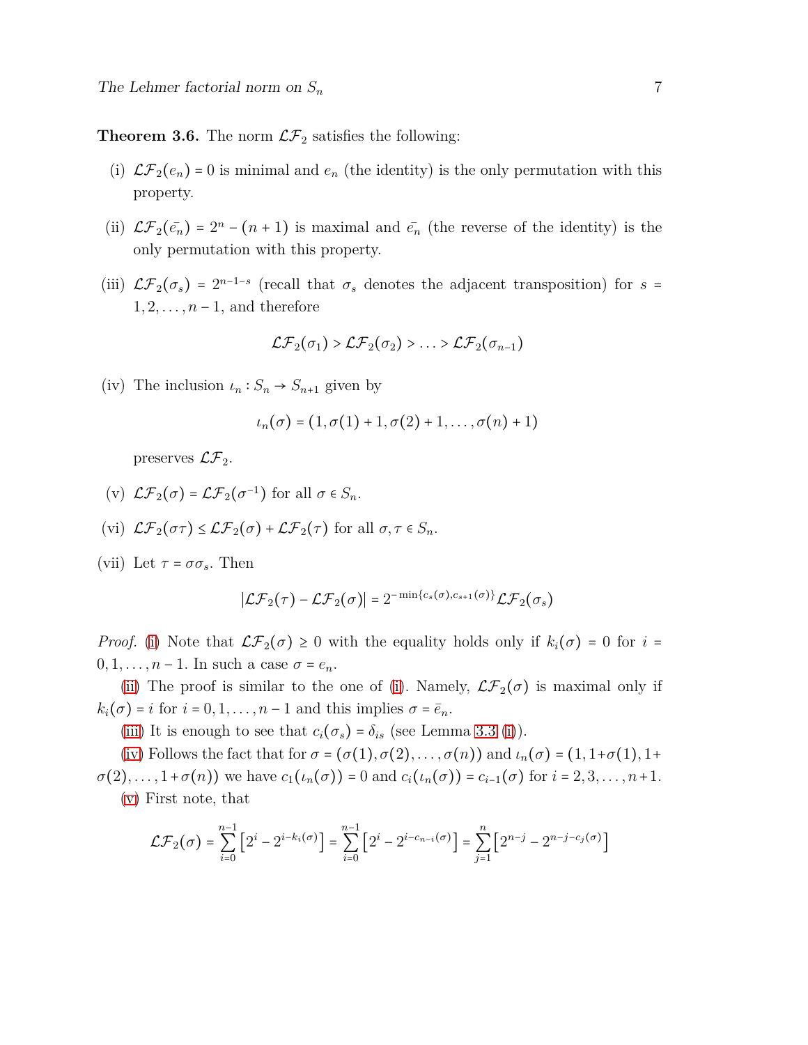**Theorem 3.6.** The norm $\mathcal{LF}_2$ satisfies the following:

(i) $\mathcal{LF}_2(e_n) = 0$ is minimal and $e_n$ (the identity) is the only permutation with this property.

(ii) $\mathcal{LF}_2(\bar{e_n}) = 2^n - (n+1)$ is maximal and $\bar{e_n}$ (the reverse of the identity) is the only permutation with this property.

(iii) $\mathcal{LF}_2(\sigma_s) = 2^{n-1-s}$ (recall that $\sigma_s$ denotes the adjacent transposition) for $s = 1, 2, \dots, n-1$, and therefore

$$\mathcal{LF}_2(\sigma_1) > \mathcal{LF}_2(\sigma_2) > \dots > \mathcal{LF}_2(\sigma_{n-1})$$

(iv) The inclusion $\iota_n : S_n \to S_{n+1}$ given by

$$\iota_n(\sigma) = (1, \sigma(1)+1, \sigma(2)+1, \dots, \sigma(n)+1)$$

preserves $\mathcal{LF}_2$.

(v) $\mathcal{LF}_2(\sigma) = \mathcal{LF}_2(\sigma^{-1})$ for all $\sigma \in S_n$.

(vi) $\mathcal{LF}_2(\sigma\tau) \leq \mathcal{LF}_2(\sigma) + \mathcal{LF}_2(\tau)$ for all $\sigma, \tau \in S_n$.

(vii) Let $\tau = \sigma\sigma_s$. Then

$$|\mathcal{LF}_2(\tau) - \mathcal{LF}_2(\sigma)| = 2^{-\min\{c_s(\sigma), c_{s+1}(\sigma)\}}\mathcal{LF}_2(\sigma_s)$$

*Proof.* (i) Note that $\mathcal{LF}_2(\sigma) \geq 0$ with the equality holds only if $k_i(\sigma) = 0$ for $i = 0, 1, \dots, n-1$. In such a case $\sigma = e_n$.

(ii) The proof is similar to the one of (i). Namely, $\mathcal{LF}_2(\sigma)$ is maximal only if $k_i(\sigma) = i$ for $i = 0, 1, \dots, n-1$ and this implies $\sigma = \bar{e}_n$.

(iii) It is enough to see that $c_i(\sigma_s) = \delta_{is}$ (see Lemma 3.3 (i)).

(iv) Follows the fact that for $\sigma = (\sigma(1), \sigma(2), \dots, \sigma(n))$ and $\iota_n(\sigma) = (1, 1+\sigma(1), 1+\sigma(2), \dots, 1+\sigma(n))$ we have $c_1(\iota_n(\sigma)) = 0$ and $c_i(\iota_n(\sigma)) = c_{i-1}(\sigma)$ for $i = 2, 3, \dots, n+1$.

(v) First note, that

$$\mathcal{LF}_2(\sigma) = \sum_{i=0}^{n-1}\left[2^i - 2^{i-k_i(\sigma)}\right] = \sum_{i=0}^{n-1}\left[2^i - 2^{i-c_{n-i}(\sigma)}\right] = \sum_{j=1}^{n}\left[2^{n-j} - 2^{n-j-c_j(\sigma)}\right]$$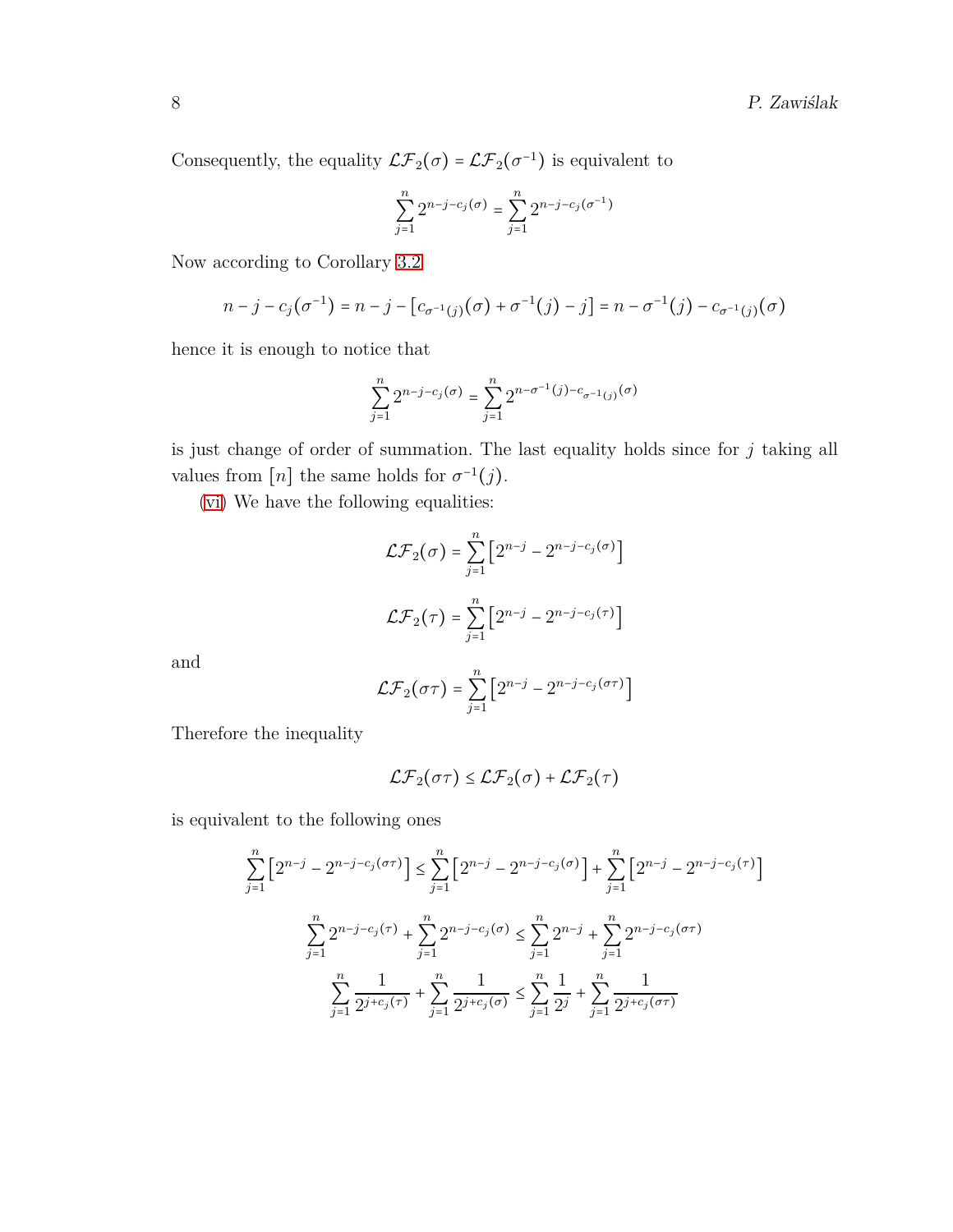Consequently, the equality $\mathcal{LF}_2(\sigma) = \mathcal{LF}_2(\sigma^{-1})$ is equivalent to

$$\sum_{j=1}^{n} 2^{n-j-c_j(\sigma)} = \sum_{j=1}^{n} 2^{n-j-c_j(\sigma^{-1})}$$

Now according to Corollary 3.2

$$n - j - c_j(\sigma^{-1}) = n - j - \left[c_{\sigma^{-1}(j)}(\sigma) + \sigma^{-1}(j) - j\right] = n - \sigma^{-1}(j) - c_{\sigma^{-1}(j)}(\sigma)$$

hence it is enough to notice that

$$\sum_{j=1}^{n} 2^{n-j-c_j(\sigma)} = \sum_{j=1}^{n} 2^{n-\sigma^{-1}(j)-c_{\sigma^{-1}(j)}(\sigma)}$$

is just change of order of summation. The last equality holds since for $j$ taking all values from $[n]$ the same holds for $\sigma^{-1}(j)$.

(vi) We have the following equalities:

$$\mathcal{LF}_2(\sigma) = \sum_{j=1}^{n} \left[2^{n-j} - 2^{n-j-c_j(\sigma)}\right]$$

$$\mathcal{LF}_2(\tau) = \sum_{j=1}^{n} \left[2^{n-j} - 2^{n-j-c_j(\tau)}\right]$$

and

$$\mathcal{LF}_2(\sigma\tau) = \sum_{j=1}^{n} \left[2^{n-j} - 2^{n-j-c_j(\sigma\tau)}\right]$$

Therefore the inequality

$$\mathcal{LF}_2(\sigma\tau) \leq \mathcal{LF}_2(\sigma) + \mathcal{LF}_2(\tau)$$

is equivalent to the following ones

$$\sum_{j=1}^{n} \left[2^{n-j} - 2^{n-j-c_j(\sigma\tau)}\right] \leq \sum_{j=1}^{n} \left[2^{n-j} - 2^{n-j-c_j(\sigma)}\right] + \sum_{j=1}^{n} \left[2^{n-j} - 2^{n-j-c_j(\tau)}\right]$$

$$\sum_{j=1}^{n} 2^{n-j-c_j(\tau)} + \sum_{j=1}^{n} 2^{n-j-c_j(\sigma)} \leq \sum_{j=1}^{n} 2^{n-j} + \sum_{j=1}^{n} 2^{n-j-c_j(\sigma\tau)}$$

$$\sum_{j=1}^{n} \frac{1}{2^{j+c_j(\tau)}} + \sum_{j=1}^{n} \frac{1}{2^{j+c_j(\sigma)}} \leq \sum_{j=1}^{n} \frac{1}{2^j} + \sum_{j=1}^{n} \frac{1}{2^{j+c_j(\sigma\tau)}}$$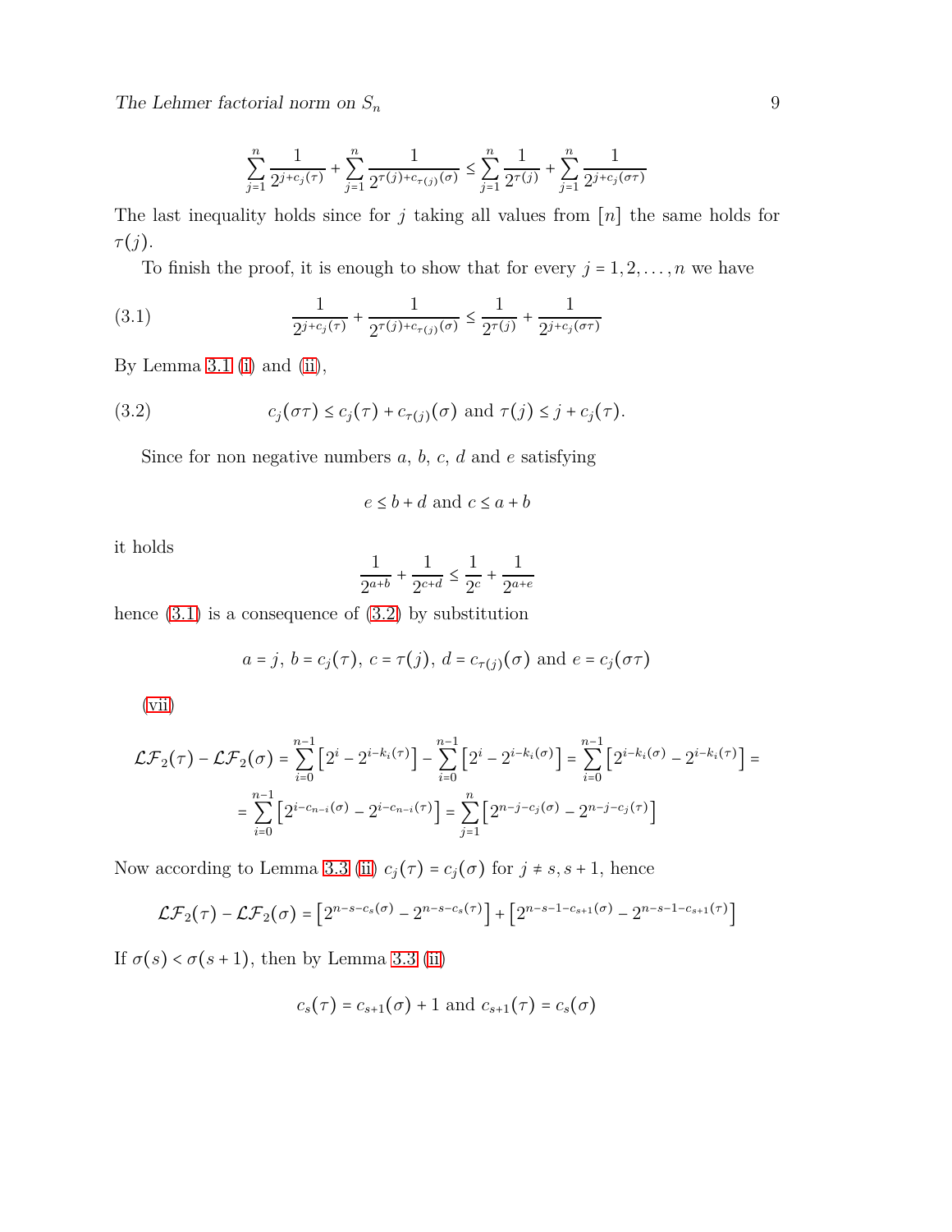$$\sum_{j=1}^{n} \frac{1}{2^{j+c_j(\tau)}} + \sum_{j=1}^{n} \frac{1}{2^{\tau(j)+c_{\tau(j)}(\sigma)}} \leq \sum_{j=1}^{n} \frac{1}{2^{\tau(j)}} + \sum_{j=1}^{n} \frac{1}{2^{j+c_j(\sigma\tau)}}$$

The last inequality holds since for $j$ taking all values from $[n]$ the same holds for $\tau(j)$.

To finish the proof, it is enough to show that for every $j = 1, 2, \ldots, n$ we have

$$\frac{1}{2^{j+c_j(\tau)}} + \frac{1}{2^{\tau(j)+c_{\tau(j)}(\sigma)}} \leq \frac{1}{2^{\tau(j)}} + \frac{1}{2^{j+c_j(\sigma\tau)}} \tag{3.1}$$

By Lemma 3.1 (i) and (ii),

$$c_j(\sigma\tau) \leq c_j(\tau) + c_{\tau(j)}(\sigma) \text{ and } \tau(j) \leq j + c_j(\tau). \tag{3.2}$$

Since for non negative numbers $a$, $b$, $c$, $d$ and $e$ satisfying

$$e \leq b + d \text{ and } c \leq a + b$$

it holds

$$\frac{1}{2^{a+b}} + \frac{1}{2^{c+d}} \leq \frac{1}{2^{c}} + \frac{1}{2^{a+e}}$$

hence (3.1) is a consequence of (3.2) by substitution

$$a = j,\ b = c_j(\tau),\ c = \tau(j),\ d = c_{\tau(j)}(\sigma) \text{ and } e = c_j(\sigma\tau)$$

(vii)

$$\mathcal{LF}_2(\tau) - \mathcal{LF}_2(\sigma) = \sum_{i=0}^{n-1}\left[2^{i} - 2^{i-k_i(\tau)}\right] - \sum_{i=0}^{n-1}\left[2^{i} - 2^{i-k_i(\sigma)}\right] = \sum_{i=0}^{n-1}\left[2^{i-k_i(\sigma)} - 2^{i-k_i(\tau)}\right] =$$

$$= \sum_{i=0}^{n-1}\left[2^{i-c_{n-i}(\sigma)} - 2^{i-c_{n-i}(\tau)}\right] = \sum_{j=1}^{n}\left[2^{n-j-c_j(\sigma)} - 2^{n-j-c_j(\tau)}\right]$$

Now according to Lemma 3.3 (ii) $c_j(\tau) = c_j(\sigma)$ for $j \neq s, s+1$, hence

$$\mathcal{LF}_2(\tau) - \mathcal{LF}_2(\sigma) = \left[2^{n-s-c_s(\sigma)} - 2^{n-s-c_s(\tau)}\right] + \left[2^{n-s-1-c_{s+1}(\sigma)} - 2^{n-s-1-c_{s+1}(\tau)}\right]$$

If $\sigma(s) < \sigma(s+1)$, then by Lemma 3.3 (ii)

$$c_s(\tau) = c_{s+1}(\sigma) + 1 \text{ and } c_{s+1}(\tau) = c_s(\sigma)$$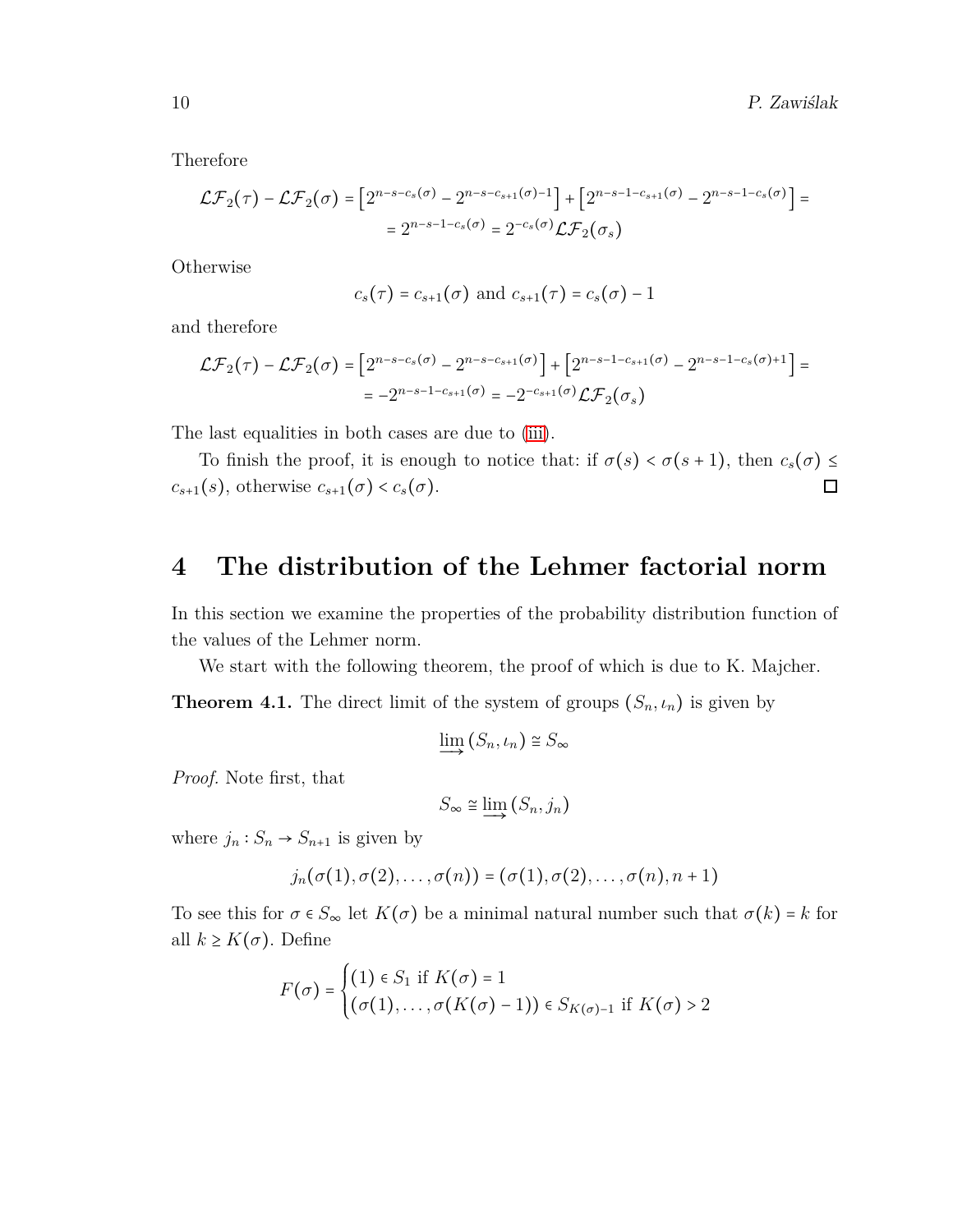Therefore

$$\mathcal{LF}_2(\tau) - \mathcal{LF}_2(\sigma) = \left[2^{n-s-c_s(\sigma)} - 2^{n-s-c_{s+1}(\sigma)-1}\right] + \left[2^{n-s-1-c_{s+1}(\sigma)} - 2^{n-s-1-c_s(\sigma)}\right] =$$
$$= 2^{n-s-1-c_s(\sigma)} = 2^{-c_s(\sigma)}\mathcal{LF}_2(\sigma_s)$$

Otherwise

$$c_s(\tau) = c_{s+1}(\sigma) \text{ and } c_{s+1}(\tau) = c_s(\sigma) - 1$$

and therefore

$$\mathcal{LF}_2(\tau) - \mathcal{LF}_2(\sigma) = \left[2^{n-s-c_s(\sigma)} - 2^{n-s-c_{s+1}(\sigma)}\right] + \left[2^{n-s-1-c_{s+1}(\sigma)} - 2^{n-s-1-c_s(\sigma)+1}\right] =$$
$$= -2^{n-s-1-c_{s+1}(\sigma)} = -2^{c_{s+1}(\sigma)}\mathcal{LF}_2(\sigma_s)$$

The last equalities in both cases are due to (iii).

To finish the proof, it is enough to notice that: if $\sigma(s) < \sigma(s+1)$, then $c_s(\sigma) \leq c_{s+1}(s)$, otherwise $c_{s+1}(\sigma) < c_s(\sigma)$. ◻

# 4 The distribution of the Lehmer factorial norm

In this section we examine the properties of the probability distribution function of the values of the Lehmer norm.

We start with the following theorem, the proof of which is due to K. Majcher.

**Theorem 4.1.** The direct limit of the system of groups $(S_n, \iota_n)$ is given by

$$\varinjlim (S_n, \iota_n) \cong S_\infty$$

*Proof.* Note first, that

$$S_\infty \cong \varinjlim (S_n, j_n)$$

where $j_n : S_n \to S_{n+1}$ is given by

$$j_n(\sigma(1), \sigma(2), \ldots, \sigma(n)) = (\sigma(1), \sigma(2), \ldots, \sigma(n), n+1)$$

To see this for $\sigma \in S_\infty$ let $K(\sigma)$ be a minimal natural number such that $\sigma(k) = k$ for all $k \geq K(\sigma)$. Define

$$F(\sigma) = \begin{cases} (1) \in S_1 \text{ if } K(\sigma) = 1 \\ (\sigma(1), \ldots, \sigma(K(\sigma)-1)) \in S_{K(\sigma)-1} \text{ if } K(\sigma) > 2 \end{cases}$$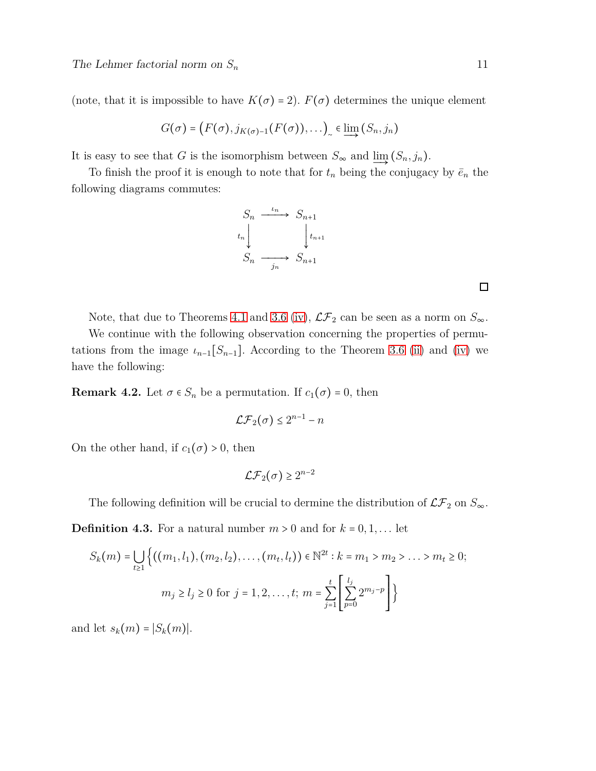(note, that it is impossible to have $K(\sigma) = 2$). $F(\sigma)$ determines the unique element

$$G(\sigma) = \big(F(\sigma), j_{K(\sigma)-1}(F(\sigma)), \dots\big)_{\sim} \in \varinjlim (S_n, j_n)$$

It is easy to see that $G$ is the isomorphism between $S_\infty$ and $\varinjlim (S_n, j_n)$.

To finish the proof it is enough to note that for $t_n$ being the conjugacy by $\bar{e}_n$ the following diagrams commutes:

$$\begin{array}{ccc} S_n & \xrightarrow{\iota_n} & S_{n+1} \\ {\scriptstyle t_n}\downarrow & & \downarrow{\scriptstyle t_{n+1}} \\ S_n & \xrightarrow[j_n]{} & S_{n+1} \end{array}$$

□

Note, that due to Theorems 4.1 and 3.6 (iv), $\mathcal{LF}_2$ can be seen as a norm on $S_\infty$.

We continue with the following observation concerning the properties of permutations from the image $\iota_{n-1}[S_{n-1}]$. According to the Theorem 3.6 (ii) and (iv) we have the following:

**Remark 4.2.** Let $\sigma \in S_n$ be a permutation. If $c_1(\sigma) = 0$, then

$$\mathcal{LF}_2(\sigma) \le 2^{n-1} - n$$

On the other hand, if $c_1(\sigma) > 0$, then

$$\mathcal{LF}_2(\sigma) \ge 2^{n-2}$$

The following definition will be crucial to dermine the distribution of $\mathcal{LF}_2$ on $S_\infty$.

**Definition 4.3.** For a natural number $m > 0$ and for $k = 0, 1, \dots$ let

$$S_k(m) = \bigcup_{t \ge 1} \Big\{ ((m_1, l_1), (m_2, l_2), \dots, (m_t, l_t)) \in \mathbb{N}^{2t} : k = m_1 > m_2 > \dots > m_t \ge 0;$$
$$m_j \ge l_j \ge 0 \text{ for } j = 1, 2, \dots, t;\ m = \sum_{j=1}^{t} \left[ \sum_{p=0}^{l_j} 2^{m_j - p} \right] \Big\}$$

and let $s_k(m) = |S_k(m)|$.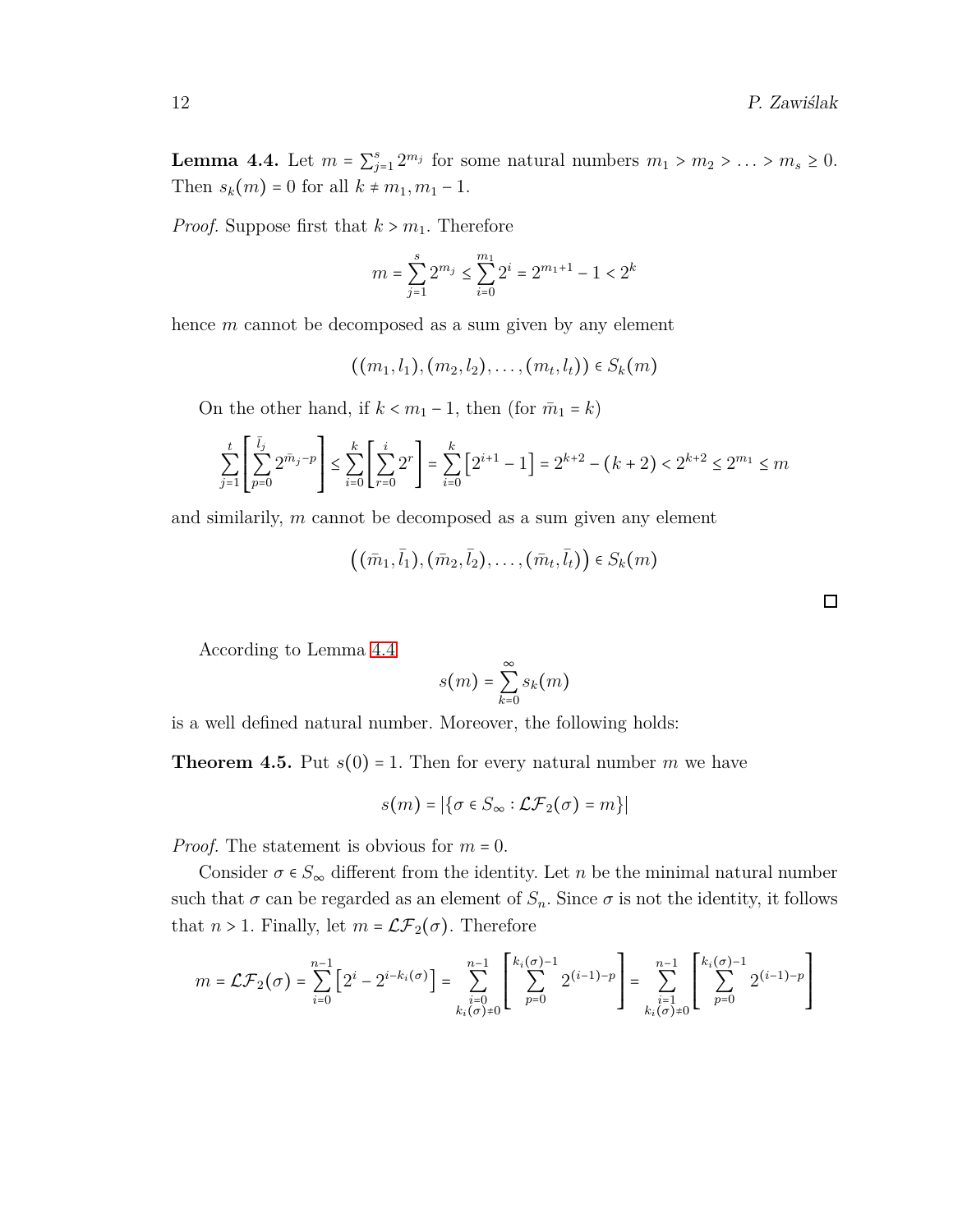**Lemma 4.4.** Let $m = \sum_{j=1}^{s} 2^{m_j}$ for some natural numbers $m_1 > m_2 > \ldots > m_s \geq 0$. Then $s_k(m) = 0$ for all $k \neq m_1, m_1 - 1$.

*Proof.* Suppose first that $k > m_1$. Therefore

$$m = \sum_{j=1}^{s} 2^{m_j} \leq \sum_{i=0}^{m_1} 2^i = 2^{m_1+1} - 1 < 2^k$$

hence $m$ cannot be decomposed as a sum given by any element

$$((m_1, l_1), (m_2, l_2), \ldots, (m_t, l_t)) \in S_k(m)$$

On the other hand, if $k < m_1 - 1$, then (for $\bar{m}_1 = k$)

$$\sum_{j=1}^{t} \left[ \sum_{p=0}^{\bar{l}_j} 2^{\bar{m}_j - p} \right] \leq \sum_{i=0}^{k} \left[ \sum_{r=0}^{i} 2^r \right] = \sum_{i=0}^{k} \left[ 2^{i+1} - 1 \right] = 2^{k+2} - (k+2) < 2^{k+2} \leq 2^{m_1} \leq m$$

and similarily, $m$ cannot be decomposed as a sum given any element

$$\left( (\bar{m}_1, \bar{l}_1), (\bar{m}_2, \bar{l}_2), \ldots, (\bar{m}_t, \bar{l}_t) \right) \in S_k(m)$$

□

According to Lemma 4.4

$$s(m) = \sum_{k=0}^{\infty} s_k(m)$$

is a well defined natural number. Moreover, the following holds:

**Theorem 4.5.** Put $s(0) = 1$. Then for every natural number $m$ we have

$$s(m) = |\{\sigma \in S_\infty : \mathcal{LF}_2(\sigma) = m\}|$$

*Proof.* The statement is obvious for $m = 0$.

Consider $\sigma \in S_\infty$ different from the identity. Let $n$ be the minimal natural number such that $\sigma$ can be regarded as an element of $S_n$. Since $\sigma$ is not the identity, it follows that $n > 1$. Finally, let $m = \mathcal{LF}_2(\sigma)$. Therefore

$$m = \mathcal{LF}_2(\sigma) = \sum_{i=0}^{n-1} \left[ 2^i - 2^{i-k_i(\sigma)} \right] = \sum_{\substack{i=0 \\ k_i(\sigma) \neq 0}}^{n-1} \left[ \sum_{p=0}^{k_i(\sigma)-1} 2^{(i-1)-p} \right] = \sum_{\substack{i=1 \\ k_i(\sigma) \neq 0}}^{n-1} \left[ \sum_{p=0}^{k_i(\sigma)-1} 2^{(i-1)-p} \right]$$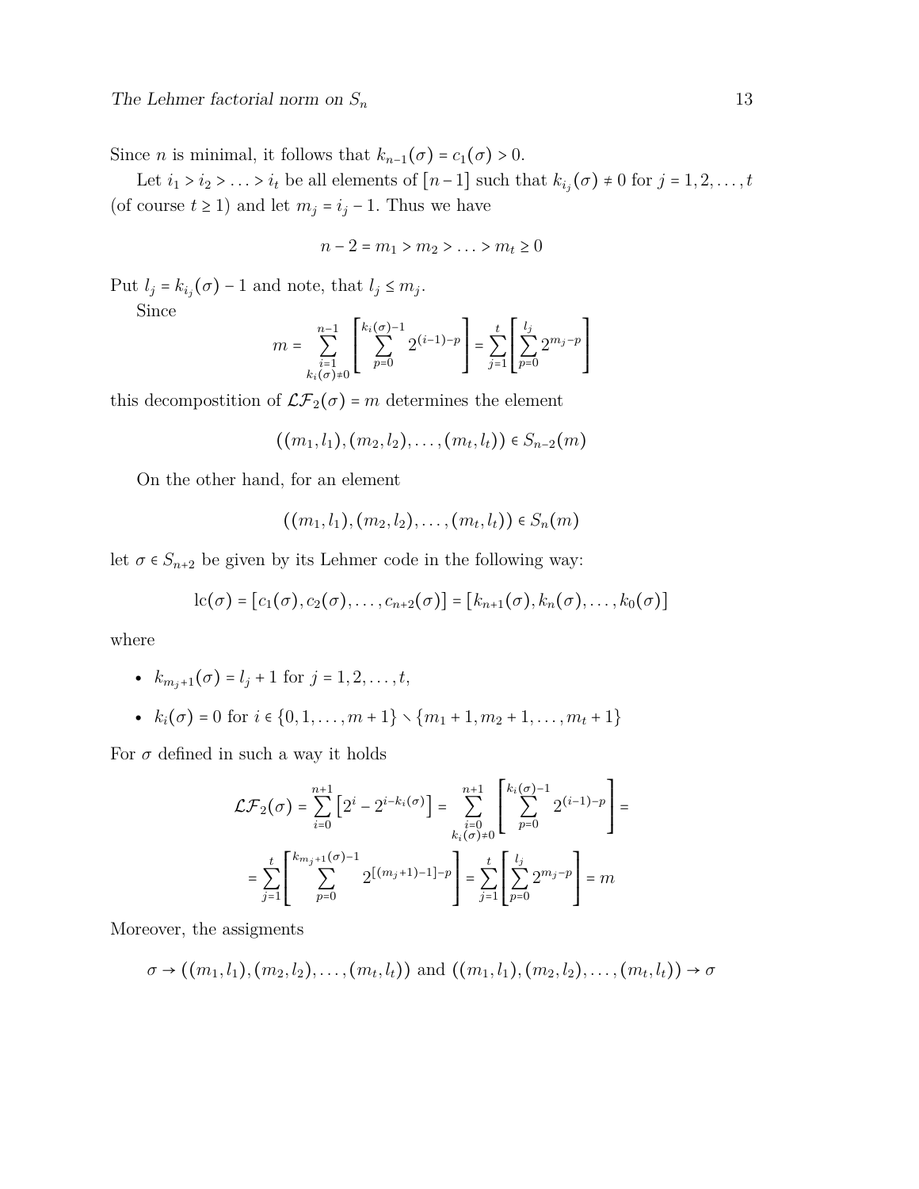Since $n$ is minimal, it follows that $k_{n-1}(\sigma) = c_1(\sigma) > 0$.

Let $i_1 > i_2 > \ldots > i_t$ be all elements of $[n-1]$ such that $k_{i_j}(\sigma) \neq 0$ for $j = 1, 2, \ldots, t$ (of course $t \geq 1$) and let $m_j = i_j - 1$. Thus we have

$$n - 2 = m_1 > m_2 > \ldots > m_t \geq 0$$

Put $l_j = k_{i_j}(\sigma) - 1$ and note, that $l_j \leq m_j$.

Since

$$m = \sum_{\substack{i=1 \\ k_i(\sigma) \neq 0}}^{n-1} \left[ \sum_{p=0}^{k_i(\sigma)-1} 2^{(i-1)-p} \right] = \sum_{j=1}^{t} \left[ \sum_{p=0}^{l_j} 2^{m_j - p} \right]$$

this decompostition of $\mathcal{LF}_2(\sigma) = m$ determines the element

$$((m_1, l_1), (m_2, l_2), \ldots, (m_t, l_t)) \in S_{n-2}(m)$$

On the other hand, for an element

$$((m_1, l_1), (m_2, l_2), \ldots, (m_t, l_t)) \in S_n(m)$$

let $\sigma \in S_{n+2}$ be given by its Lehmer code in the following way:

$$\mathrm{lc}(\sigma) = [c_1(\sigma), c_2(\sigma), \ldots, c_{n+2}(\sigma)] = [k_{n+1}(\sigma), k_n(\sigma), \ldots, k_0(\sigma)]$$

where

- $k_{m_j+1}(\sigma) = l_j + 1$ for $j = 1, 2, \ldots, t$,
- $k_i(\sigma) = 0$ for $i \in \{0, 1, \ldots, m+1\} \smallsetminus \{m_1 + 1, m_2 + 1, \ldots, m_t + 1\}$

For $\sigma$ defined in such a way it holds

$$\mathcal{LF}_2(\sigma) = \sum_{i=0}^{n+1} \left[ 2^i - 2^{i - k_i(\sigma)} \right] = \sum_{\substack{i=0 \\ k_i(\sigma) \neq 0}}^{n+1} \left[ \sum_{p=0}^{k_i(\sigma)-1} 2^{(i-1)-p} \right] =$$

$$= \sum_{j=1}^{t} \left[ \sum_{p=0}^{k_{m_j+1}(\sigma)-1} 2^{[(m_j+1)-1]-p} \right] = \sum_{j=1}^{t} \left[ \sum_{p=0}^{l_j} 2^{m_j - p} \right] = m$$

Moreover, the assigments

$$\sigma \to ((m_1, l_1), (m_2, l_2), \ldots, (m_t, l_t)) \text{ and } ((m_1, l_1), (m_2, l_2), \ldots, (m_t, l_t)) \to \sigma$$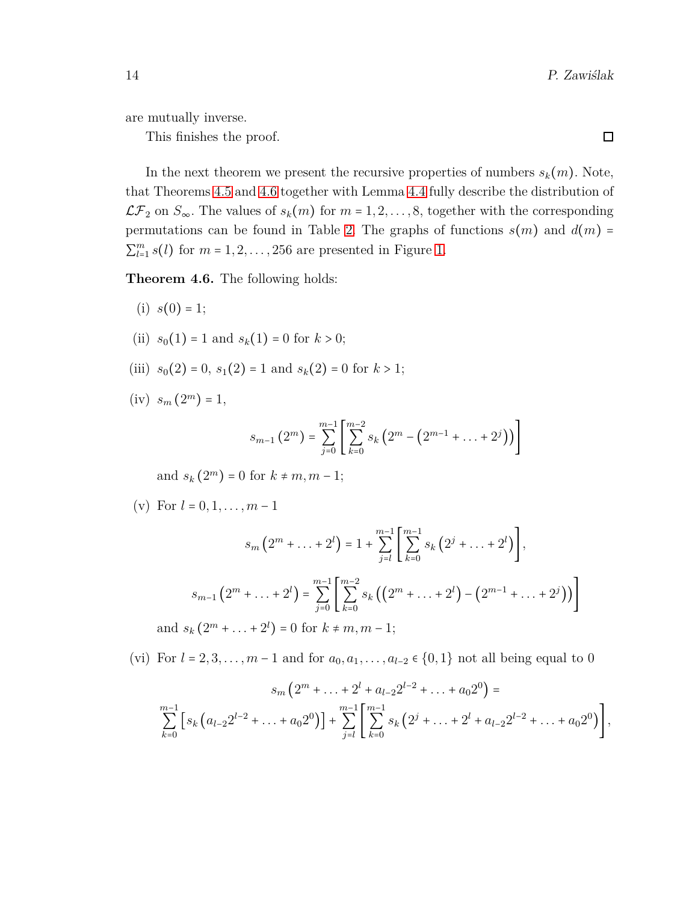are mutually inverse.

This finishes the proof. ☐

In the next theorem we present the recursive properties of numbers $s_k(m)$. Note, that Theorems 4.5 and 4.6 together with Lemma 4.4 fully describe the distribution of $\mathcal{LF}_2$ on $S_\infty$. The values of $s_k(m)$ for $m = 1, 2, \ldots, 8$, together with the corresponding permutations can be found in Table 2. The graphs of functions $s(m)$ and $d(m) = \sum_{l=1}^{m} s(l)$ for $m = 1, 2, \ldots, 256$ are presented in Figure 1.

**Theorem 4.6.** The following holds:

(i) $s(0) = 1$;

(ii) $s_0(1) = 1$ and $s_k(1) = 0$ for $k > 0$;

(iii) $s_0(2) = 0$, $s_1(2) = 1$ and $s_k(2) = 0$ for $k > 1$;

(iv) $s_m\left(2^m\right) = 1$,

$$s_{m-1}\left(2^m\right) = \sum_{j=0}^{m-1}\left[\sum_{k=0}^{m-2} s_k\left(2^m - \left(2^{m-1} + \ldots + 2^j\right)\right)\right]$$

and $s_k\left(2^m\right) = 0$ for $k \neq m, m-1$;

(v) For $l = 0, 1, \ldots, m-1$

$$s_m\left(2^m + \ldots + 2^l\right) = 1 + \sum_{j=l}^{m-1}\left[\sum_{k=0}^{m-1} s_k\left(2^j + \ldots + 2^l\right)\right],$$

$$s_{m-1}\left(2^m + \ldots + 2^l\right) = \sum_{j=0}^{m-1}\left[\sum_{k=0}^{m-2} s_k\left(\left(2^m + \ldots + 2^l\right) - \left(2^{m-1} + \ldots + 2^j\right)\right)\right]$$

and $s_k\left(2^m + \ldots + 2^l\right) = 0$ for $k \neq m, m-1$;

(vi) For $l = 2, 3, \ldots, m-1$ and for $a_0, a_1, \ldots, a_{l-2} \in \{0, 1\}$ not all being equal to 0

$$s_m\left(2^m + \ldots + 2^l + a_{l-2}2^{l-2} + \ldots + a_0 2^0\right) =$$

$$\sum_{k=0}^{m-1}\left[s_k\left(a_{l-2}2^{l-2} + \ldots + a_0 2^0\right)\right] + \sum_{j=l}^{m-1}\left[\sum_{k=0}^{m-1} s_k\left(2^j + \ldots + 2^l + a_{l-2}2^{l-2} + \ldots + a_0 2^0\right)\right],$$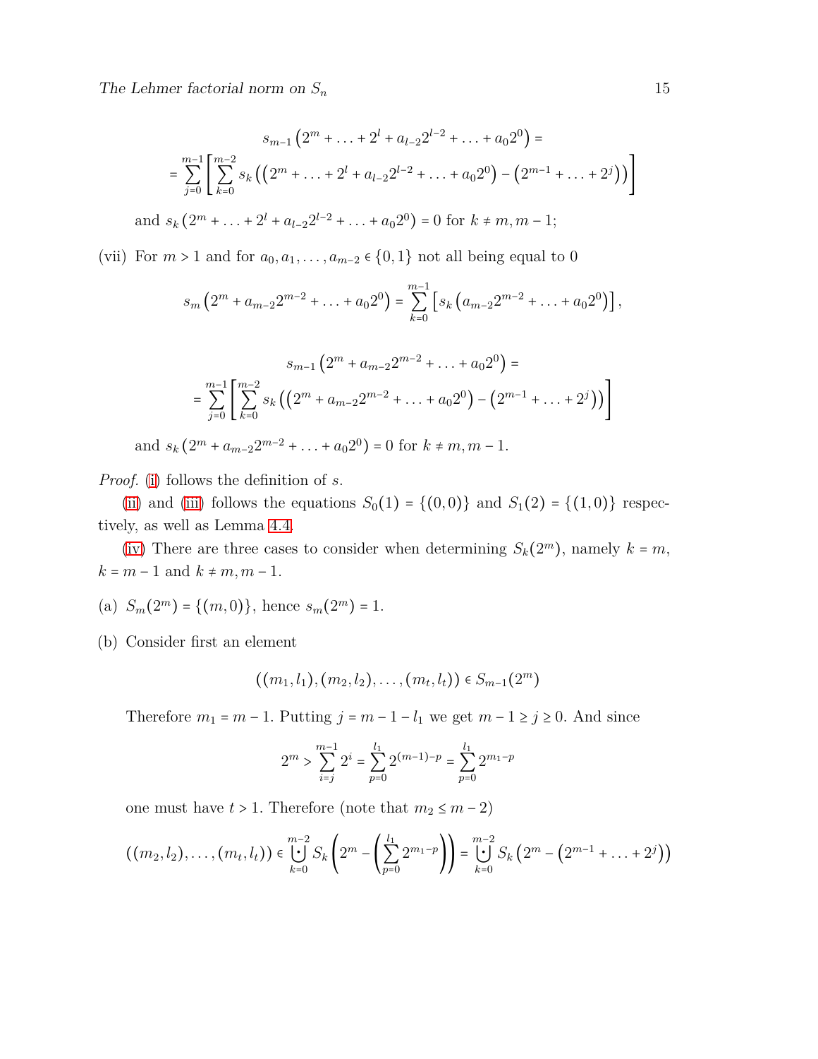$$s_{m-1}\left(2^m + \ldots + 2^l + a_{l-2}2^{l-2} + \ldots + a_0 2^0\right) =$$
$$= \sum_{j=0}^{m-1}\left[\sum_{k=0}^{m-2} s_k\left(\left(2^m + \ldots + 2^l + a_{l-2}2^{l-2} + \ldots + a_0 2^0\right) - \left(2^{m-1} + \ldots + 2^j\right)\right)\right]$$

and $s_k\left(2^m + \ldots + 2^l + a_{l-2}2^{l-2} + \ldots + a_0 2^0\right) = 0$ for $k \neq m, m-1$;

(vii) For $m > 1$ and for $a_0, a_1, \ldots, a_{m-2} \in \{0, 1\}$ not all being equal to 0

$$s_m\left(2^m + a_{m-2}2^{m-2} + \ldots + a_0 2^0\right) = \sum_{k=0}^{m-1}\left[s_k\left(a_{m-2}2^{m-2} + \ldots + a_0 2^0\right)\right],$$

$$s_{m-1}\left(2^m + a_{m-2}2^{m-2} + \ldots + a_0 2^0\right) =$$
$$= \sum_{j=0}^{m-1}\left[\sum_{k=0}^{m-2} s_k\left(\left(2^m + a_{m-2}2^{m-2} + \ldots + a_0 2^0\right) - \left(2^{m-1} + \ldots + 2^j\right)\right)\right]$$

and $s_k\left(2^m + a_{m-2}2^{m-2} + \ldots + a_0 2^0\right) = 0$ for $k \neq m, m-1$.

*Proof.* (i) follows the definition of $s$.

(ii) and (iii) follows the equations $S_0(1) = \{(0,0)\}$ and $S_1(2) = \{(1,0)\}$ respectively, as well as Lemma 4.4.

(iv) There are three cases to consider when determining $S_k(2^m)$, namely $k = m$, $k = m-1$ and $k \neq m, m-1$.

(a) $S_m(2^m) = \{(m, 0)\}$, hence $s_m(2^m) = 1$.

(b) Consider first an element

$$((m_1, l_1), (m_2, l_2), \ldots, (m_t, l_t)) \in S_{m-1}(2^m)$$

Therefore $m_1 = m-1$. Putting $j = m-1-l_1$ we get $m-1 \geq j \geq 0$. And since

$$2^m > \sum_{i=j}^{m-1} 2^i = \sum_{p=0}^{l_1} 2^{(m-1)-p} = \sum_{p=0}^{l_1} 2^{m_1-p}$$

one must have $t > 1$. Therefore (note that $m_2 \leq m-2$)

$$((m_2, l_2), \ldots, (m_t, l_t)) \in \dot{\bigcup_{k=0}^{m-2}} S_k\left(2^m - \left(\sum_{p=0}^{l_1} 2^{m_1-p}\right)\right) = \dot{\bigcup_{k=0}^{m-2}} S_k\left(2^m - \left(2^{m-1} + \ldots + 2^j\right)\right)$$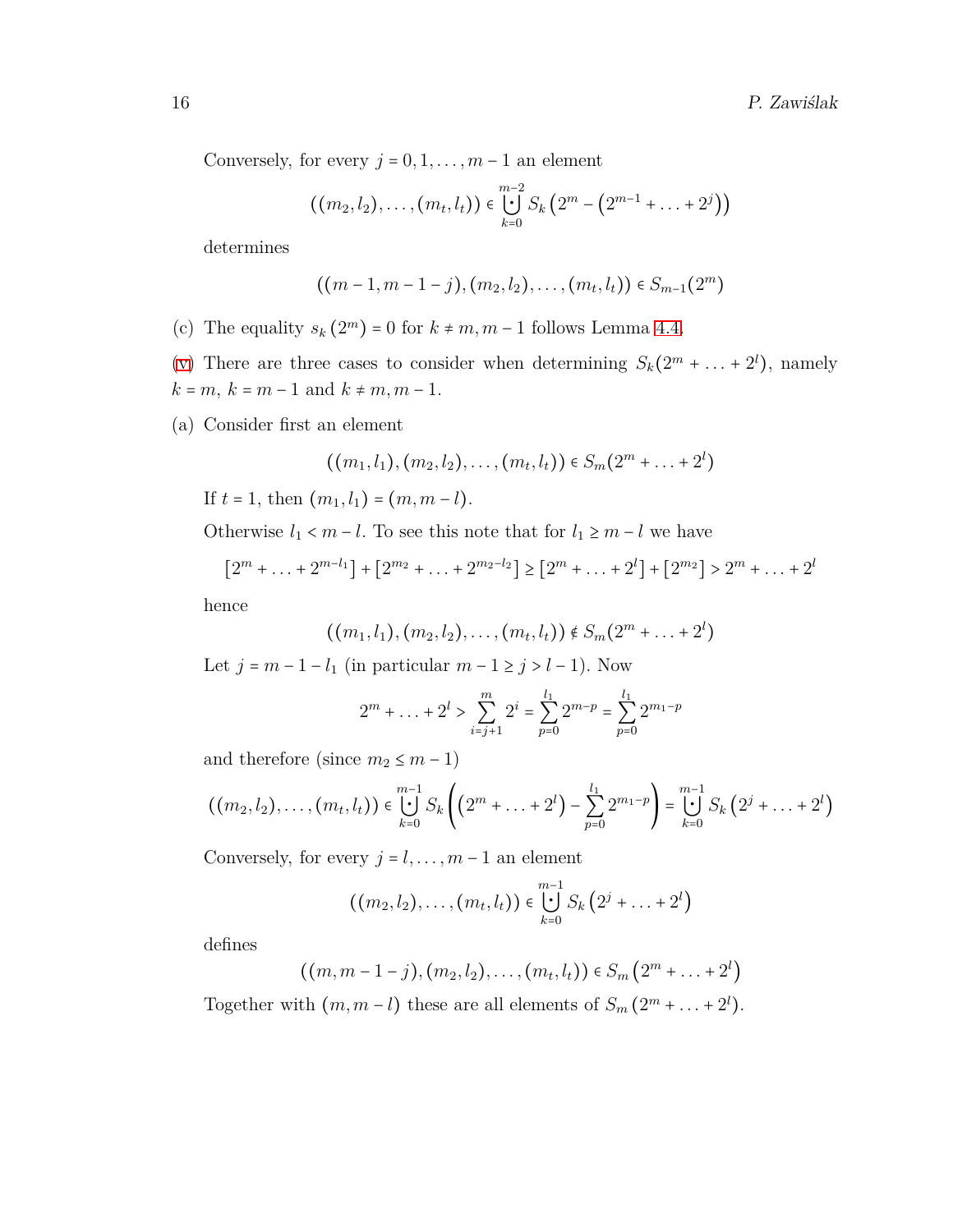Conversely, for every $j = 0, 1, \ldots, m-1$ an element

$$((m_2, l_2), \ldots, (m_t, l_t)) \in \dot{\bigcup_{k=0}^{m-2}} S_k\left(2^m - \left(2^{m-1} + \ldots + 2^j\right)\right)$$

determines

$$((m-1, m-1-j), (m_2, l_2), \ldots, (m_t, l_t)) \in S_{m-1}(2^m)$$

(c) The equality $s_k(2^m) = 0$ for $k \neq m, m-1$ follows Lemma 4.4.

(v) There are three cases to consider when determining $S_k(2^m + \ldots + 2^l)$, namely $k = m$, $k = m-1$ and $k \neq m, m-1$.

(a) Consider first an element

$$((m_1, l_1), (m_2, l_2), \ldots, (m_t, l_t)) \in S_m(2^m + \ldots + 2^l)$$

If $t = 1$, then $(m_1, l_1) = (m, m-l)$.

Otherwise $l_1 < m - l$. To see this note that for $l_1 \geq m - l$ we have

$$\left[2^m + \ldots + 2^{m-l_1}\right] + \left[2^{m_2} + \ldots + 2^{m_2 - l_2}\right] \geq \left[2^m + \ldots + 2^l\right] + \left[2^{m_2}\right] > 2^m + \ldots + 2^l$$

hence

$$((m_1, l_1), (m_2, l_2), \ldots, (m_t, l_t)) \notin S_m(2^m + \ldots + 2^l)$$

Let $j = m - 1 - l_1$ (in particular $m - 1 \geq j > l - 1$). Now

$$2^m + \ldots + 2^l > \sum_{i=j+1}^{m} 2^i = \sum_{p=0}^{l_1} 2^{m-p} = \sum_{p=0}^{l_1} 2^{m_1 - p}$$

and therefore (since $m_2 \leq m - 1$)

$$((m_2, l_2), \ldots, (m_t, l_t)) \in \dot{\bigcup_{k=0}^{m-1}} S_k\left(\left(2^m + \ldots + 2^l\right) - \sum_{p=0}^{l_1} 2^{m_1 - p}\right) = \dot{\bigcup_{k=0}^{m-1}} S_k\left(2^j + \ldots + 2^l\right)$$

Conversely, for every $j = l, \ldots, m-1$ an element

$$((m_2, l_2), \ldots, (m_t, l_t)) \in \dot{\bigcup_{k=0}^{m-1}} S_k\left(2^j + \ldots + 2^l\right)$$

defines

$$((m, m-1-j), (m_2, l_2), \ldots, (m_t, l_t)) \in S_m\left(2^m + \ldots + 2^l\right)$$

Together with $(m, m-l)$ these are all elements of $S_m\left(2^m + \ldots + 2^l\right)$.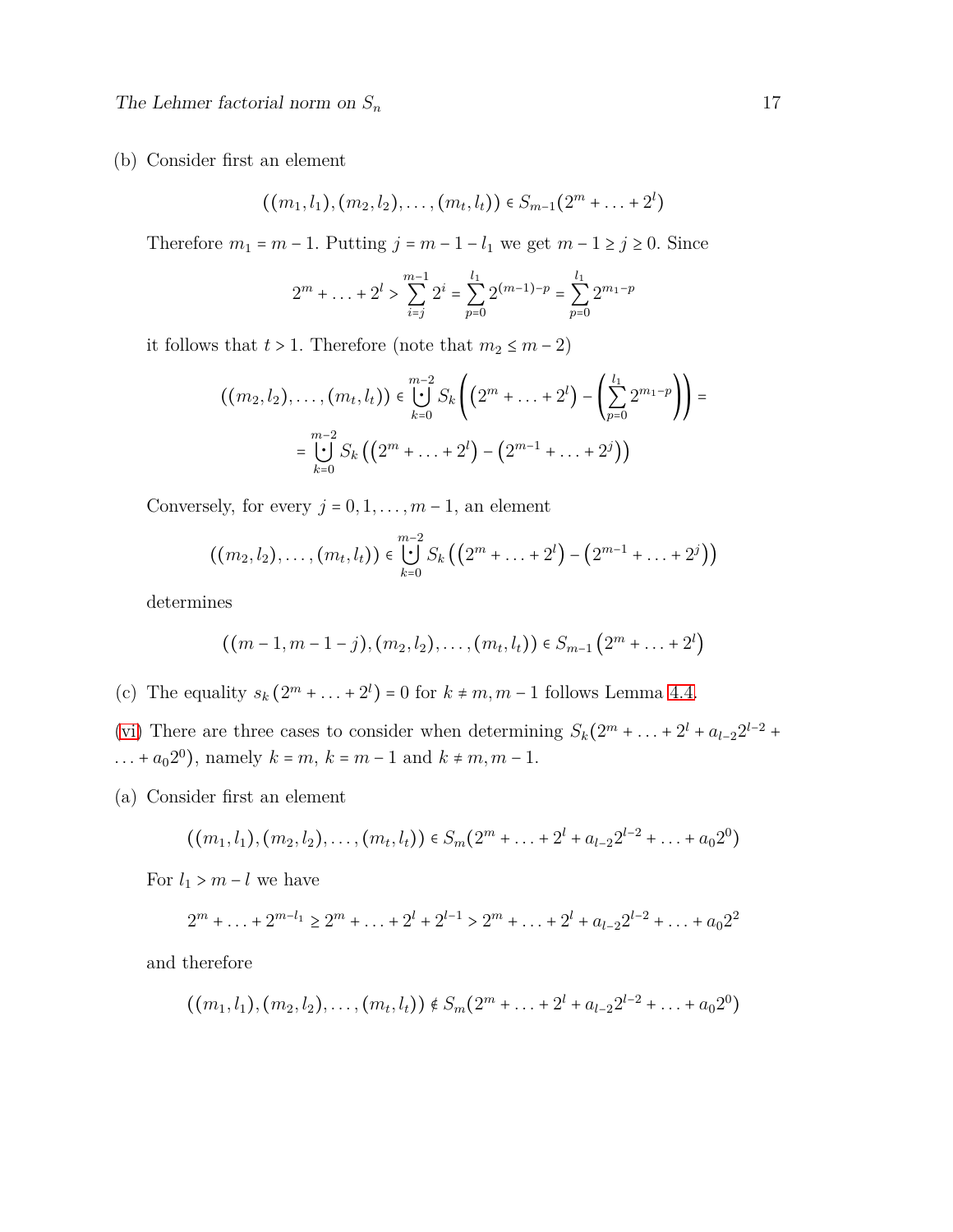(b) Consider first an element

$$((m_1,l_1),(m_2,l_2),\ldots,(m_t,l_t)) \in S_{m-1}(2^m+\ldots+2^l)$$

Therefore $m_1 = m-1$. Putting $j = m-1-l_1$ we get $m-1 \geq j \geq 0$. Since

$$2^m+\ldots+2^l > \sum_{i=j}^{m-1} 2^i = \sum_{p=0}^{l_1} 2^{(m-1)-p} = \sum_{p=0}^{l_1} 2^{m_1-p}$$

it follows that $t > 1$. Therefore (note that $m_2 \leq m-2$)

$$((m_2,l_2),\ldots,(m_t,l_t)) \in \dot{\bigcup_{k=0}^{m-2}} S_k\left(\left(2^m+\ldots+2^l\right) - \left(\sum_{p=0}^{l_1} 2^{m_1-p}\right)\right) =$$

$$= \dot{\bigcup_{k=0}^{m-2}} S_k\left(\left(2^m+\ldots+2^l\right) - \left(2^{m-1}+\ldots+2^j\right)\right)$$

Conversely, for every $j = 0,1,\ldots,m-1$, an element

$$((m_2,l_2),\ldots,(m_t,l_t)) \in \dot{\bigcup_{k=0}^{m-2}} S_k\left(\left(2^m+\ldots+2^l\right) - \left(2^{m-1}+\ldots+2^j\right)\right)$$

determines

$$((m-1,m-1-j),(m_2,l_2),\ldots,(m_t,l_t)) \in S_{m-1}\left(2^m+\ldots+2^l\right)$$

(c) The equality $s_k\left(2^m+\ldots+2^l\right) = 0$ for $k \neq m, m-1$ follows Lemma 4.4.

(vi) There are three cases to consider when determining $S_k(2^m+\ldots+2^l+a_{l-2}2^{l-2}+\ldots+a_0 2^0)$, namely $k = m$, $k = m-1$ and $k \neq m, m-1$.

(a) Consider first an element

$$((m_1,l_1),(m_2,l_2),\ldots,(m_t,l_t)) \in S_m(2^m+\ldots+2^l+a_{l-2}2^{l-2}+\ldots+a_0 2^0)$$

For $l_1 > m-l$ we have

$$2^m+\ldots+2^{m-l_1} \geq 2^m+\ldots+2^l+2^{l-1} > 2^m+\ldots+2^l+a_{l-2}2^{l-2}+\ldots+a_0 2^2$$

and therefore

$$((m_1,l_1),(m_2,l_2),\ldots,(m_t,l_t)) \notin S_m(2^m+\ldots+2^l+a_{l-2}2^{l-2}+\ldots+a_0 2^0)$$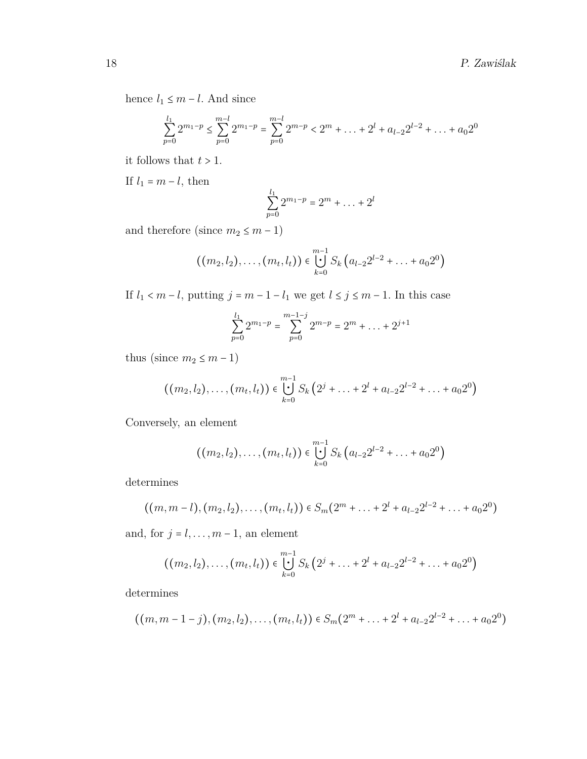hence $l_1 \leq m - l$. And since

$$\sum_{p=0}^{l_1} 2^{m_1-p} \leq \sum_{p=0}^{m-l} 2^{m_1-p} = \sum_{p=0}^{m-l} 2^{m-p} < 2^m + \ldots + 2^l + a_{l-2}2^{l-2} + \ldots + a_0 2^0$$

it follows that $t > 1$.

If $l_1 = m - l$, then

$$\sum_{p=0}^{l_1} 2^{m_1-p} = 2^m + \ldots + 2^l$$

and therefore (since $m_2 \leq m - 1$)

$$((m_2, l_2), \ldots, (m_t, l_t)) \in \dot{\bigcup_{k=0}^{m-1}} S_k\left(a_{l-2}2^{l-2} + \ldots + a_0 2^0\right)$$

If $l_1 < m - l$, putting $j = m - 1 - l_1$ we get $l \leq j \leq m - 1$. In this case

$$\sum_{p=0}^{l_1} 2^{m_1-p} = \sum_{p=0}^{m-1-j} 2^{m-p} = 2^m + \ldots + 2^{j+1}$$

thus (since $m_2 \leq m - 1$)

$$((m_2, l_2), \ldots, (m_t, l_t)) \in \dot{\bigcup_{k=0}^{m-1}} S_k\left(2^j + \ldots + 2^l + a_{l-2}2^{l-2} + \ldots + a_0 2^0\right)$$

Conversely, an element

$$((m_2, l_2), \ldots, (m_t, l_t)) \in \dot{\bigcup_{k=0}^{m-1}} S_k\left(a_{l-2}2^{l-2} + \ldots + a_0 2^0\right)$$

determines

$$((m, m-l), (m_2, l_2), \ldots, (m_t, l_t)) \in S_m(2^m + \ldots + 2^l + a_{l-2}2^{l-2} + \ldots + a_0 2^0)$$

and, for $j = l, \ldots, m-1$, an element

$$((m_2, l_2), \ldots, (m_t, l_t)) \in \dot{\bigcup_{k=0}^{m-1}} S_k\left(2^j + \ldots + 2^l + a_{l-2}2^{l-2} + \ldots + a_0 2^0\right)$$

determines

$$((m, m-1-j), (m_2, l_2), \ldots, (m_t, l_t)) \in S_m(2^m + \ldots + 2^l + a_{l-2}2^{l-2} + \ldots + a_0 2^0)$$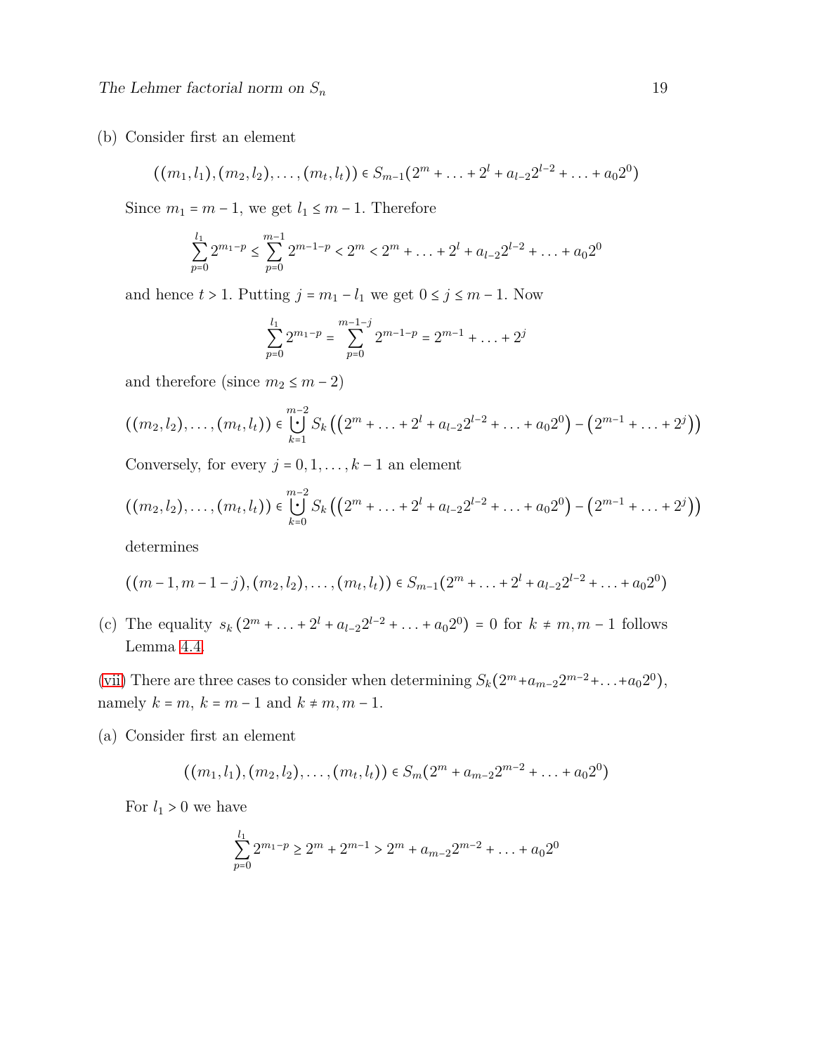(b) Consider first an element

$$((m_1,l_1),(m_2,l_2),\ldots,(m_t,l_t)) \in S_{m-1}(2^m+\ldots+2^l+a_{l-2}2^{l-2}+\ldots+a_0 2^0)$$

Since $m_1 = m-1$, we get $l_1 \leq m-1$. Therefore

$$\sum_{p=0}^{l_1} 2^{m_1-p} \leq \sum_{p=0}^{m-1} 2^{m-1-p} < 2^m < 2^m+\ldots+2^l+a_{l-2}2^{l-2}+\ldots+a_0 2^0$$

and hence $t > 1$. Putting $j = m_1 - l_1$ we get $0 \leq j \leq m-1$. Now

$$\sum_{p=0}^{l_1} 2^{m_1-p} = \sum_{p=0}^{m-1-j} 2^{m-1-p} = 2^{m-1}+\ldots+2^j$$

and therefore (since $m_2 \leq m-2$)

$$((m_2,l_2),\ldots,(m_t,l_t)) \in \dot{\bigcup_{k=1}^{m-2}} S_k\left(\left(2^m+\ldots+2^l+a_{l-2}2^{l-2}+\ldots+a_0 2^0\right)-\left(2^{m-1}+\ldots+2^j\right)\right)$$

Conversely, for every $j = 0,1,\ldots,k-1$ an element

$$((m_2,l_2),\ldots,(m_t,l_t)) \in \dot{\bigcup_{k=0}^{m-2}} S_k\left(\left(2^m+\ldots+2^l+a_{l-2}2^{l-2}+\ldots+a_0 2^0\right)-\left(2^{m-1}+\ldots+2^j\right)\right)$$

determines

$$((m-1,m-1-j),(m_2,l_2),\ldots,(m_t,l_t)) \in S_{m-1}(2^m+\ldots+2^l+a_{l-2}2^{l-2}+\ldots+a_0 2^0)$$

(c) The equality $s_k\left(2^m+\ldots+2^l+a_{l-2}2^{l-2}+\ldots+a_0 2^0\right) = 0$ for $k \neq m, m-1$ follows Lemma 4.4.

(vii) There are three cases to consider when determining $S_k(2^m+a_{m-2}2^{m-2}+\ldots+a_0 2^0)$, namely $k = m$, $k = m-1$ and $k \neq m, m-1$.

(a) Consider first an element

$$((m_1,l_1),(m_2,l_2),\ldots,(m_t,l_t)) \in S_m(2^m+a_{m-2}2^{m-2}+\ldots+a_0 2^0)$$

For $l_1 > 0$ we have

$$\sum_{p=0}^{l_1} 2^{m_1-p} \geq 2^m+2^{m-1} > 2^m+a_{m-2}2^{m-2}+\ldots+a_0 2^0$$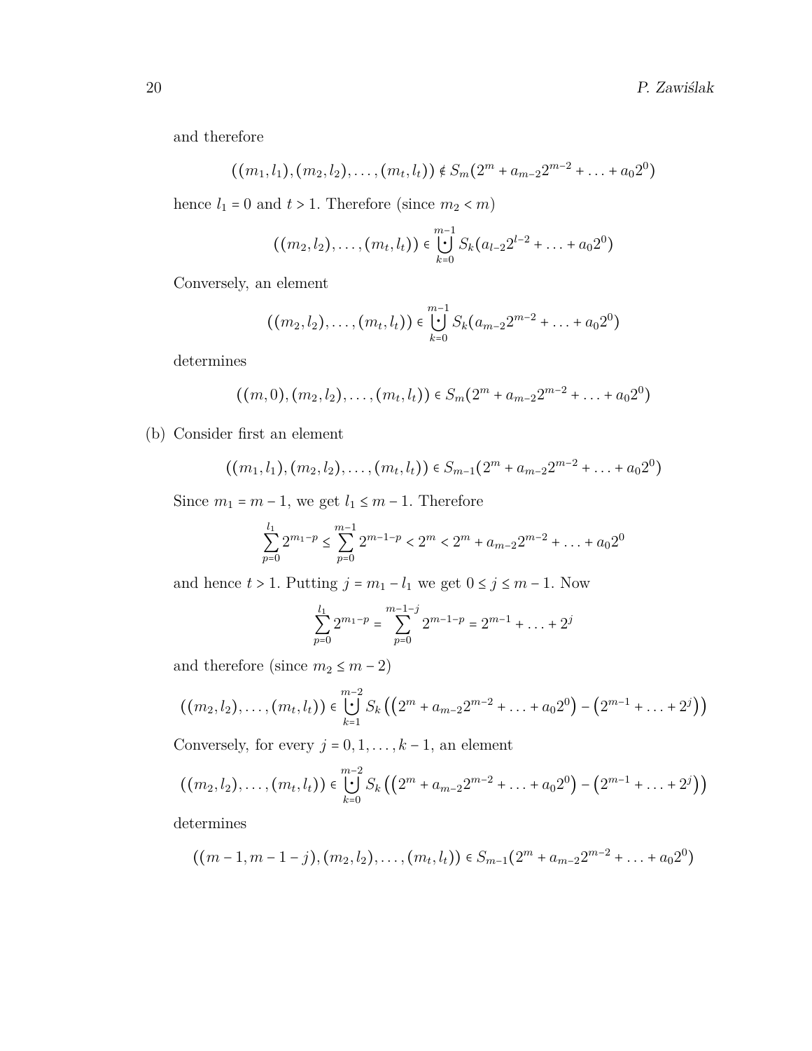and therefore

$$((m_1, l_1), (m_2, l_2), \ldots, (m_t, l_t)) \notin S_m(2^m + a_{m-2}2^{m-2} + \ldots + a_0 2^0)$$

hence $l_1 = 0$ and $t > 1$. Therefore (since $m_2 < m$)

$$((m_2, l_2), \ldots, (m_t, l_t)) \in \dot{\bigcup_{k=0}^{m-1}} S_k(a_{l-2}2^{l-2} + \ldots + a_0 2^0)$$

Conversely, an element

$$((m_2, l_2), \ldots, (m_t, l_t)) \in \dot{\bigcup_{k=0}^{m-1}} S_k(a_{m-2}2^{m-2} + \ldots + a_0 2^0)$$

determines

$$((m, 0), (m_2, l_2), \ldots, (m_t, l_t)) \in S_m(2^m + a_{m-2}2^{m-2} + \ldots + a_0 2^0)$$

(b) Consider first an element

$$((m_1, l_1), (m_2, l_2), \ldots, (m_t, l_t)) \in S_{m-1}(2^m + a_{m-2}2^{m-2} + \ldots + a_0 2^0)$$

Since $m_1 = m - 1$, we get $l_1 \leq m - 1$. Therefore

$$\sum_{p=0}^{l_1} 2^{m_1 - p} \leq \sum_{p=0}^{m-1} 2^{m-1-p} < 2^m < 2^m + a_{m-2}2^{m-2} + \ldots + a_0 2^0$$

and hence $t > 1$. Putting $j = m_1 - l_1$ we get $0 \leq j \leq m - 1$. Now

$$\sum_{p=0}^{l_1} 2^{m_1 - p} = \sum_{p=0}^{m-1-j} 2^{m-1-p} = 2^{m-1} + \ldots + 2^j$$

and therefore (since $m_2 \leq m - 2$)

$$((m_2, l_2), \ldots, (m_t, l_t)) \in \dot{\bigcup_{k=1}^{m-2}} S_k\left(\left(2^m + a_{m-2}2^{m-2} + \ldots + a_0 2^0\right) - \left(2^{m-1} + \ldots + 2^j\right)\right)$$

Conversely, for every $j = 0, 1, \ldots, k - 1$, an element

$$((m_2, l_2), \ldots, (m_t, l_t)) \in \dot{\bigcup_{k=0}^{m-2}} S_k\left(\left(2^m + a_{m-2}2^{m-2} + \ldots + a_0 2^0\right) - \left(2^{m-1} + \ldots + 2^j\right)\right)$$

determines

$$((m - 1, m - 1 - j), (m_2, l_2), \ldots, (m_t, l_t)) \in S_{m-1}(2^m + a_{m-2}2^{m-2} + \ldots + a_0 2^0)$$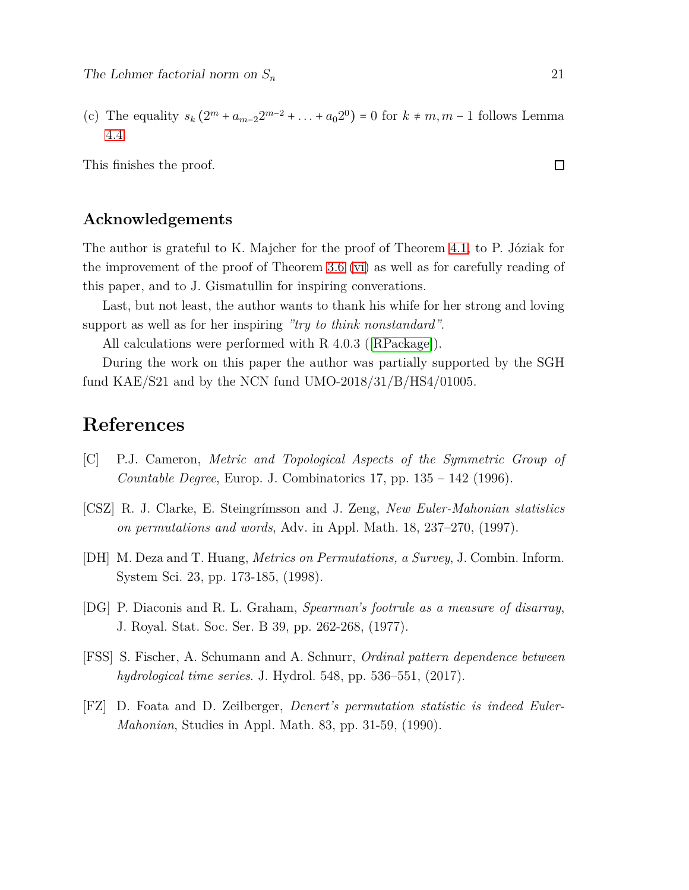(c) The equality $s_k\left(2^m + a_{m-2}2^{m-2} + \ldots + a_0 2^0\right) = 0$ for $k \neq m, m-1$ follows Lemma 4.4.

This finishes the proof. ☐

## Acknowledgements

The author is grateful to K. Majcher for the proof of Theorem 4.1, to P. Józiak for the improvement of the proof of Theorem 3.6 (vi) as well as for carefully reading of this paper, and to J. Gismatullin for inspiring converations.

Last, but not least, the author wants to thank his whife for her strong and loving support as well as for her inspiring *"try to think nonstandard"*.

All calculations were performed with R 4.0.3 ([RPackage]).

During the work on this paper the author was partially supported by the SGH fund KAE/S21 and by the NCN fund UMO-2018/31/B/HS4/01005.

# References

[C] P.J. Cameron, *Metric and Topological Aspects of the Symmetric Group of Countable Degree*, Europ. J. Combinatorics 17, pp. 135 – 142 (1996).

[CSZ] R. J. Clarke, E. Steingrímsson and J. Zeng, *New Euler-Mahonian statistics on permutations and words*, Adv. in Appl. Math. 18, 237–270, (1997).

[DH] M. Deza and T. Huang, *Metrics on Permutations, a Survey*, J. Combin. Inform. System Sci. 23, pp. 173-185, (1998).

[DG] P. Diaconis and R. L. Graham, *Spearman's footrule as a measure of disarray*, J. Royal. Stat. Soc. Ser. B 39, pp. 262-268, (1977).

[FSS] S. Fischer, A. Schumann and A. Schnurr, *Ordinal pattern dependence between hydrological time series*. J. Hydrol. 548, pp. 536–551, (2017).

[FZ] D. Foata and D. Zeilberger, *Denert's permutation statistic is indeed Euler-Mahonian*, Studies in Appl. Math. 83, pp. 31-59, (1990).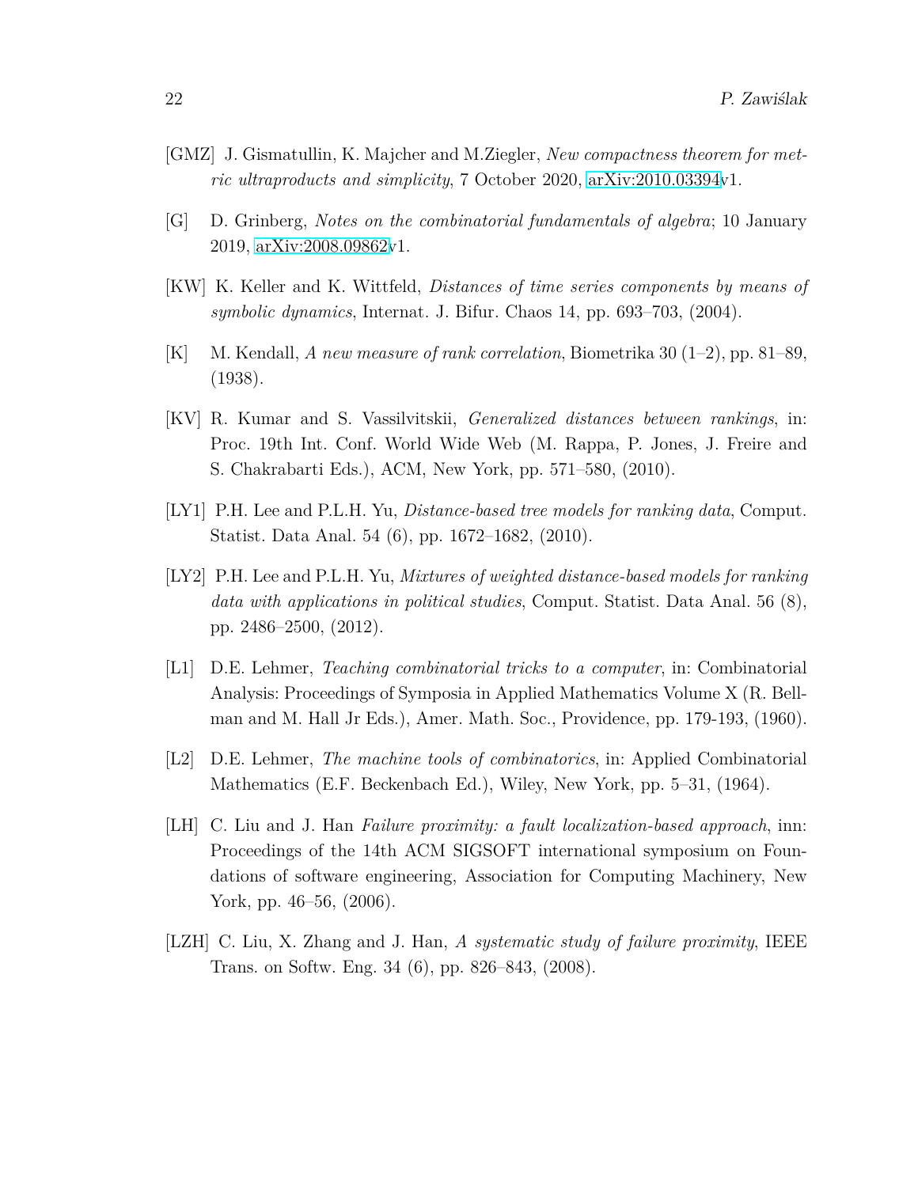[GMZ] J. Gismatullin, K. Majcher and M.Ziegler, *New compactness theorem for metric ultraproducts and simplicity*, 7 October 2020, arXiv:2010.03394v1.

[G] D. Grinberg, *Notes on the combinatorial fundamentals of algebra*; 10 January 2019, arXiv:2008.09862v1.

[KW] K. Keller and K. Wittfeld, *Distances of time series components by means of symbolic dynamics*, Internat. J. Bifur. Chaos 14, pp. 693–703, (2004).

[K] M. Kendall, *A new measure of rank correlation*, Biometrika 30 (1–2), pp. 81–89, (1938).

[KV] R. Kumar and S. Vassilvitskii, *Generalized distances between rankings*, in: Proc. 19th Int. Conf. World Wide Web (M. Rappa, P. Jones, J. Freire and S. Chakrabarti Eds.), ACM, New York, pp. 571–580, (2010).

[LY1] P.H. Lee and P.L.H. Yu, *Distance-based tree models for ranking data*, Comput. Statist. Data Anal. 54 (6), pp. 1672–1682, (2010).

[LY2] P.H. Lee and P.L.H. Yu, *Mixtures of weighted distance-based models for ranking data with applications in political studies*, Comput. Statist. Data Anal. 56 (8), pp. 2486–2500, (2012).

[L1] D.E. Lehmer, *Teaching combinatorial tricks to a computer*, in: Combinatorial Analysis: Proceedings of Symposia in Applied Mathematics Volume X (R. Bellman and M. Hall Jr Eds.), Amer. Math. Soc., Providence, pp. 179-193, (1960).

[L2] D.E. Lehmer, *The machine tools of combinatorics*, in: Applied Combinatorial Mathematics (E.F. Beckenbach Ed.), Wiley, New York, pp. 5–31, (1964).

[LH] C. Liu and J. Han *Failure proximity: a fault localization-based approach*, inn: Proceedings of the 14th ACM SIGSOFT international symposium on Foundations of software engineering, Association for Computing Machinery, New York, pp. 46–56, (2006).

[LZH] C. Liu, X. Zhang and J. Han, *A systematic study of failure proximity*, IEEE Trans. on Softw. Eng. 34 (6), pp. 826–843, (2008).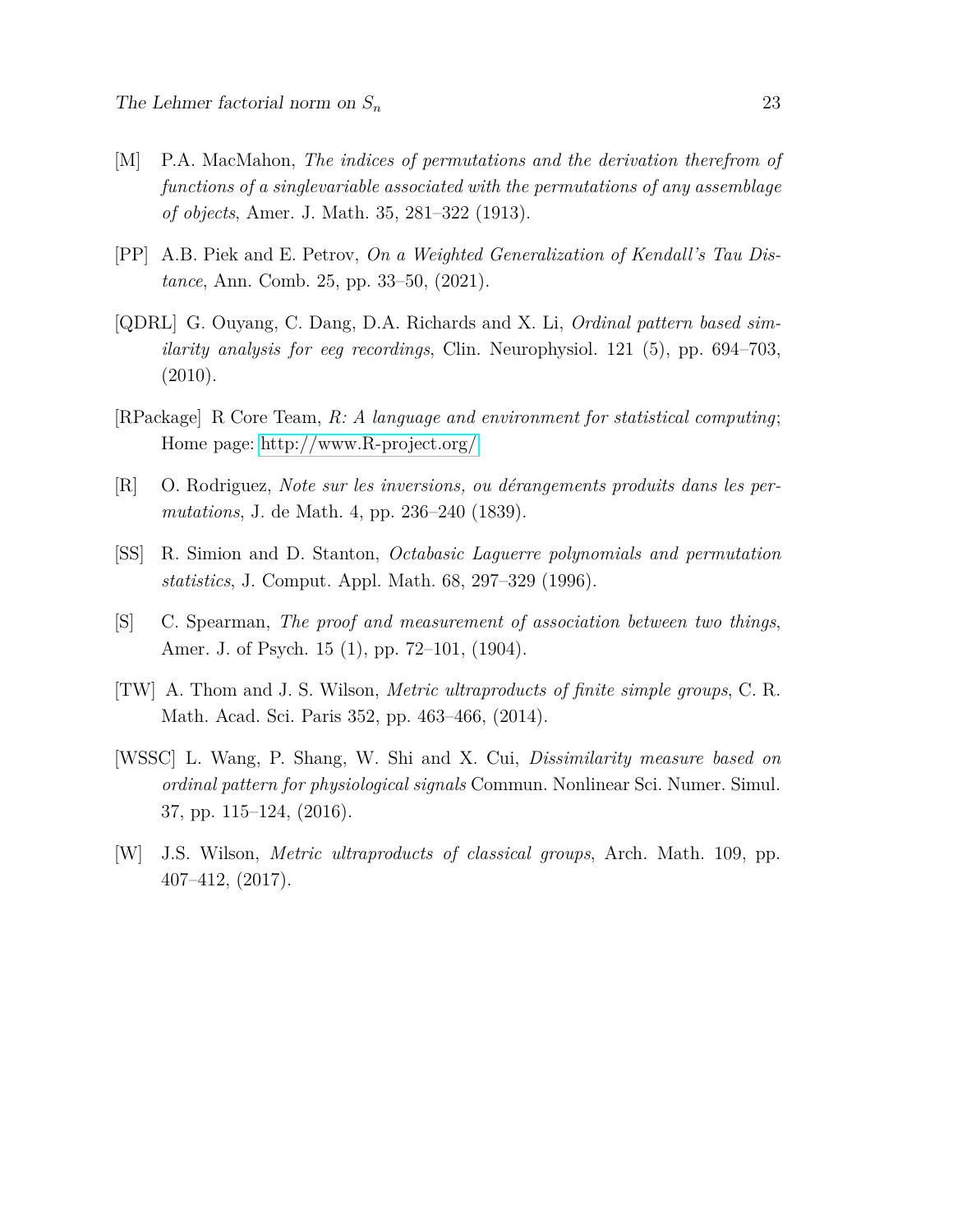[M] P.A. MacMahon, *The indices of permutations and the derivation therefrom of functions of a singlevariable associated with the permutations of any assemblage of objects*, Amer. J. Math. 35, 281–322 (1913).

[PP] A.B. Piek and E. Petrov, *On a Weighted Generalization of Kendall's Tau Distance*, Ann. Comb. 25, pp. 33–50, (2021).

[QDRL] G. Ouyang, C. Dang, D.A. Richards and X. Li, *Ordinal pattern based similarity analysis for eeg recordings*, Clin. Neurophysiol. 121 (5), pp. 694–703, (2010).

[RPackage] R Core Team, *R: A language and environment for statistical computing*; Home page: http://www.R-project.org/

[R] O. Rodriguez, *Note sur les inversions, ou dérangements produits dans les permutations*, J. de Math. 4, pp. 236–240 (1839).

[SS] R. Simion and D. Stanton, *Octabasic Laguerre polynomials and permutation statistics*, J. Comput. Appl. Math. 68, 297–329 (1996).

[S] C. Spearman, *The proof and measurement of association between two things*, Amer. J. of Psych. 15 (1), pp. 72–101, (1904).

[TW] A. Thom and J. S. Wilson, *Metric ultraproducts of finite simple groups*, C. R. Math. Acad. Sci. Paris 352, pp. 463–466, (2014).

[WSSC] L. Wang, P. Shang, W. Shi and X. Cui, *Dissimilarity measure based on ordinal pattern for physiological signals* Commun. Nonlinear Sci. Numer. Simul. 37, pp. 115–124, (2016).

[W] J.S. Wilson, *Metric ultraproducts of classical groups*, Arch. Math. 109, pp. 407–412, (2017).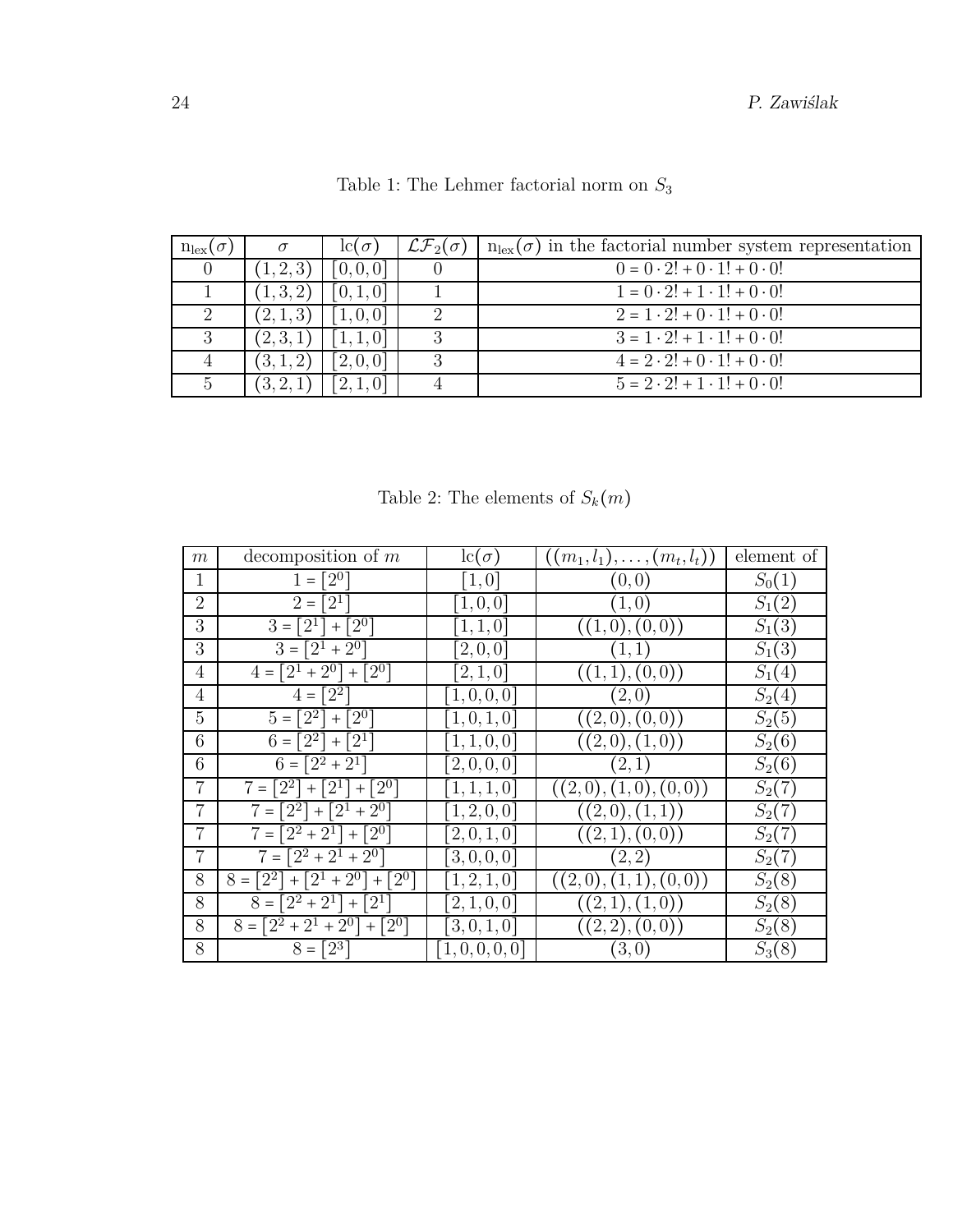Table 1: The Lehmer factorial norm on $S_3$

| $\mathrm{n_{lex}}(\sigma)$ | $\sigma$ | $\mathrm{lc}(\sigma)$ | $\mathcal{LF}_2(\sigma)$ | $\mathrm{n_{lex}}(\sigma)$ in the factorial number system representation |
|---|---|---|---|---|
| 0 | $(1,2,3)$ | $[0,0,0]$ | 0 | $0 = 0 \cdot 2! + 0 \cdot 1! + 0 \cdot 0!$ |
| 1 | $(1,3,2)$ | $[0,1,0]$ | 1 | $1 = 0 \cdot 2! + 1 \cdot 1! + 0 \cdot 0!$ |
| 2 | $(2,1,3)$ | $[1,0,0]$ | 2 | $2 = 1 \cdot 2! + 0 \cdot 1! + 0 \cdot 0!$ |
| 3 | $(2,3,1)$ | $[1,1,0]$ | 3 | $3 = 1 \cdot 2! + 1 \cdot 1! + 0 \cdot 0!$ |
| 4 | $(3,1,2)$ | $[2,0,0]$ | 3 | $4 = 2 \cdot 2! + 0 \cdot 1! + 0 \cdot 0!$ |
| 5 | $(3,2,1)$ | $[2,1,0]$ | 4 | $5 = 2 \cdot 2! + 1 \cdot 1! + 0 \cdot 0!$ |

Table 2: The elements of $S_k(m)$

| $m$ | decomposition of $m$ | $\mathrm{lc}(\sigma)$ | $((m_1,l_1),\ldots,(m_t,l_t))$ | element of |
|---|---|---|---|---|
| 1 | $1 = [2^0]$ | $[1,0]$ | $(0,0)$ | $S_0(1)$ |
| 2 | $2 = [2^1]$ | $[1,0,0]$ | $(1,0)$ | $S_1(2)$ |
| 3 | $3 = [2^1] + [2^0]$ | $[1,1,0]$ | $((1,0),(0,0))$ | $S_1(3)$ |
| 3 | $3 = [2^1 + 2^0]$ | $[2,0,0]$ | $(1,1)$ | $S_1(3)$ |
| 4 | $4 = [2^1 + 2^0] + [2^0]$ | $[2,1,0]$ | $((1,1),(0,0))$ | $S_1(4)$ |
| 4 | $4 = [2^2]$ | $[1,0,0,0]$ | $(2,0)$ | $S_2(4)$ |
| 5 | $5 = [2^2] + [2^0]$ | $[1,0,1,0]$ | $((2,0),(0,0))$ | $S_2(5)$ |
| 6 | $6 = [2^2] + [2^1]$ | $[1,1,0,0]$ | $((2,0),(1,0))$ | $S_2(6)$ |
| 6 | $6 = [2^2 + 2^1]$ | $[2,0,0,0]$ | $(2,1)$ | $S_2(6)$ |
| 7 | $7 = [2^2] + [2^1] + [2^0]$ | $[1,1,1,0]$ | $((2,0),(1,0),(0,0))$ | $S_2(7)$ |
| 7 | $7 = [2^2] + [2^1 + 2^0]$ | $[1,2,0,0]$ | $((2,0),(1,1))$ | $S_2(7)$ |
| 7 | $7 = [2^2 + 2^1] + [2^0]$ | $[2,0,1,0]$ | $((2,1),(0,0))$ | $S_2(7)$ |
| 7 | $7 = [2^2 + 2^1 + 2^0]$ | $[3,0,0,0]$ | $(2,2)$ | $S_2(7)$ |
| 8 | $8 = [2^2] + [2^1 + 2^0] + [2^0]$ | $[1,2,1,0]$ | $((2,0),(1,1),(0,0))$ | $S_2(8)$ |
| 8 | $8 = [2^2 + 2^1] + [2^1]$ | $[2,1,0,0]$ | $((2,1),(1,0))$ | $S_2(8)$ |
| 8 | $8 = [2^2 + 2^1 + 2^0] + [2^0]$ | $[3,0,1,0]$ | $((2,2),(0,0))$ | $S_2(8)$ |
| 8 | $8 = [2^3]$ | $[1,0,0,0,0]$ | $(3,0)$ | $S_3(8)$ |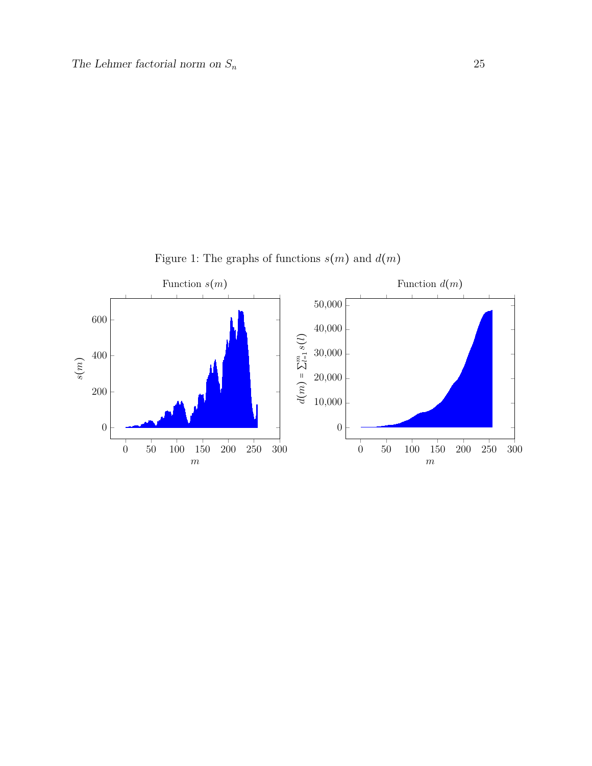Figure 1: The graphs of functions $s(m)$ and $d(m)$

Function $s(m)$

$s(m)$

0
200
400
600

0 50 100 150 200 250 300

$m$

Function $d(m)$

$d(m) = \sum_{l=1}^{m} s(l)$

0
10,000
20,000
30,000
40,000
50,000

0 50 100 150 200 250 300

$m$